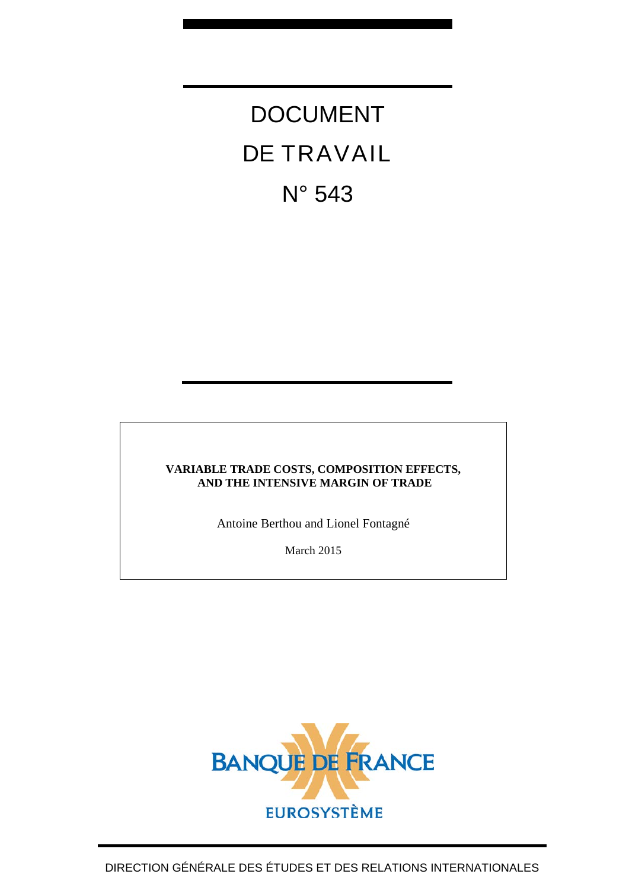# DOCUMENT DE TRAVAIL N° 543

**VARIABLE TRADE COSTS, COMPOSITION EFFECTS, AND THE INTENSIVE MARGIN OF TRADE**

Antoine Berthou and Lionel Fontagné

March 2015

BANQUE DE FRANCE

EUROSYSTÈME

DIRECTION GÉNÉRALE DES ÉTUDES ET DES RELATIONS INTERNATIONALES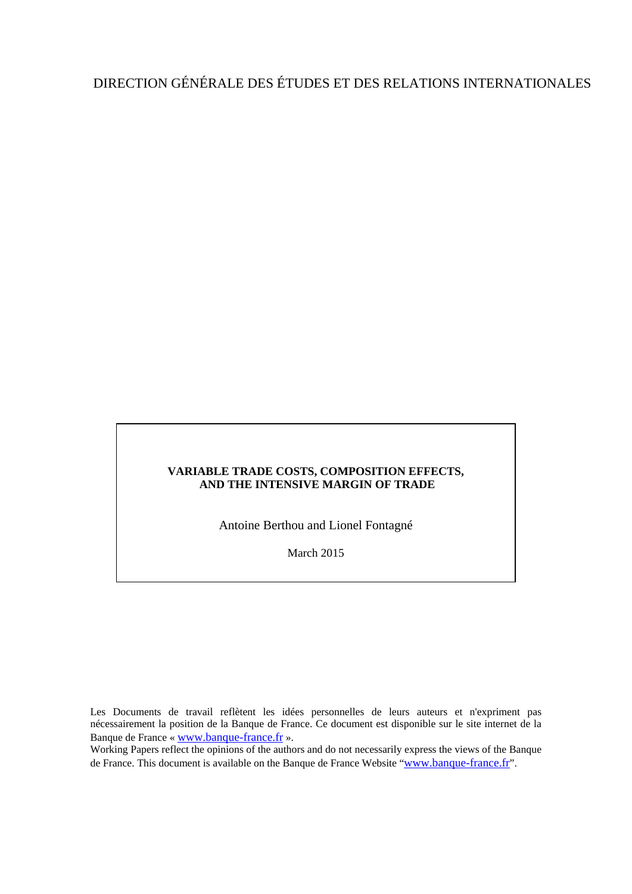DIRECTION GÉNÉRALE DES ÉTUDES ET DES RELATIONS INTERNATIONALES

**VARIABLE TRADE COSTS, COMPOSITION EFFECTS, AND THE INTENSIVE MARGIN OF TRADE**

Antoine Berthou and Lionel Fontagné

March 2015

Les Documents de travail reflètent les idées personnelles de leurs auteurs et n'expriment pas nécessairement la position de la Banque de France. Ce document est disponible sur le site internet de la Banque de France « www.banque-france.fr ».

Working Papers reflect the opinions of the authors and do not necessarily express the views of the Banque de France. This document is available on the Banque de France Website "www.banque-france.fr".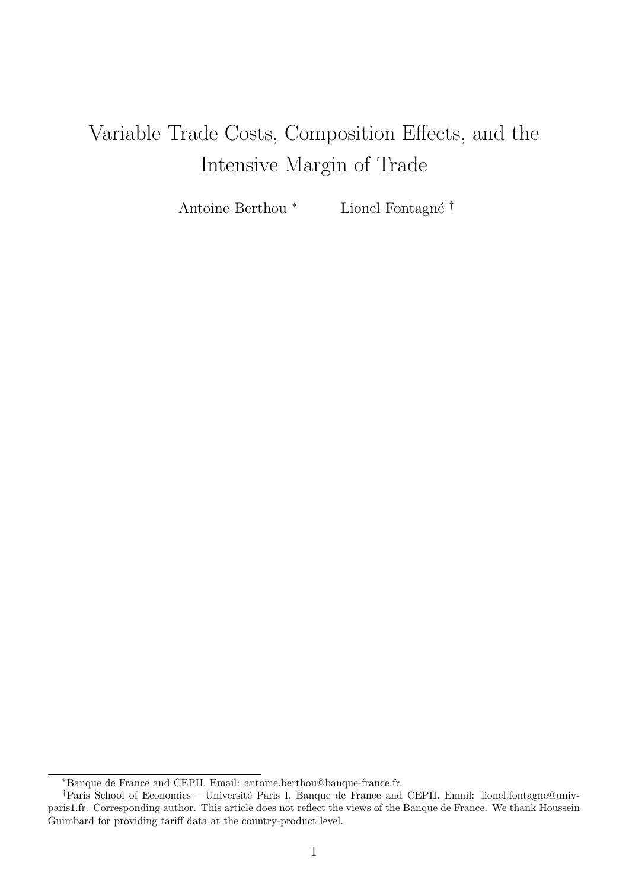# Variable Trade Costs, Composition Effects, and the Intensive Margin of Trade

Antoine Berthou [*] Lionel Fontagné [†]

[*]Banque de France and CEPII. Email: antoine.berthou@banque-france.fr.

[†]Paris School of Economics – Université Paris I, Banque de France and CEPII. Email: lionel.fontagne@univ-paris1.fr. Corresponding author. This article does not reflect the views of the Banque de France. We thank Houssein Guimbard for providing tariff data at the country-product level.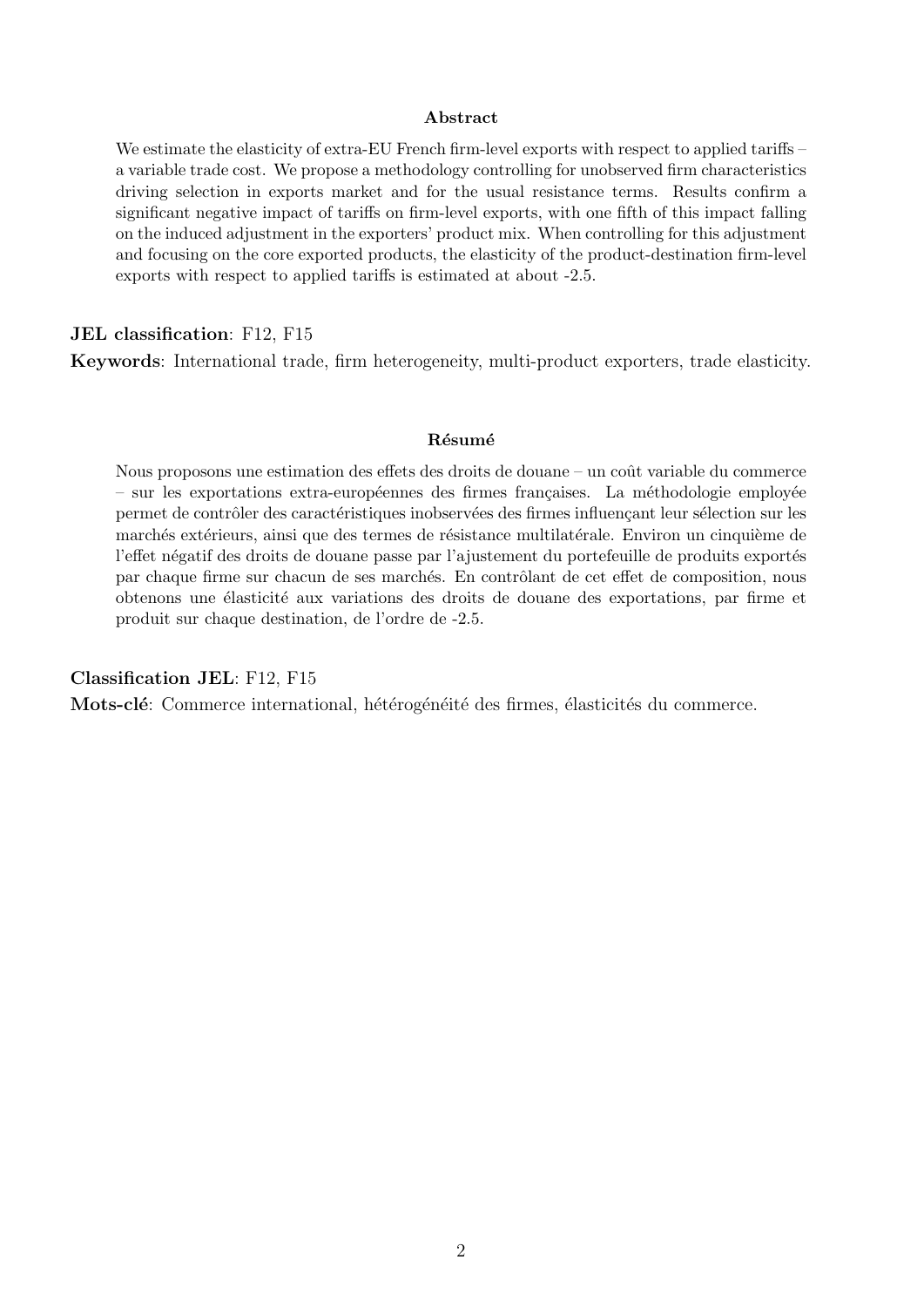## Abstract

We estimate the elasticity of extra-EU French firm-level exports with respect to applied tariffs – a variable trade cost. We propose a methodology controlling for unobserved firm characteristics driving selection in exports market and for the usual resistance terms. Results confirm a significant negative impact of tariffs on firm-level exports, with one fifth of this impact falling on the induced adjustment in the exporters' product mix. When controlling for this adjustment and focusing on the core exported products, the elasticity of the product-destination firm-level exports with respect to applied tariffs is estimated at about -2.5.

**JEL classification**: F12, F15

**Keywords**: International trade, firm heterogeneity, multi-product exporters, trade elasticity.

## Résumé

Nous proposons une estimation des effets des droits de douane – un coût variable du commerce – sur les exportations extra-européennes des firmes françaises. La méthodologie employée permet de contrôler des caractéristiques inobservées des firmes influençant leur sélection sur les marchés extérieurs, ainsi que des termes de résistance multilatérale. Environ un cinquième de l'effet négatif des droits de douane passe par l'ajustement du portefeuille de produits exportés par chaque firme sur chacun de ses marchés. En contrôlant de cet effet de composition, nous obtenons une élasticité aux variations des droits de douane des exportations, par firme et produit sur chaque destination, de l'ordre de -2.5.

**Classification JEL**: F12, F15

**Mots-clé**: Commerce international, hétérogénéité des firmes, élasticités du commerce.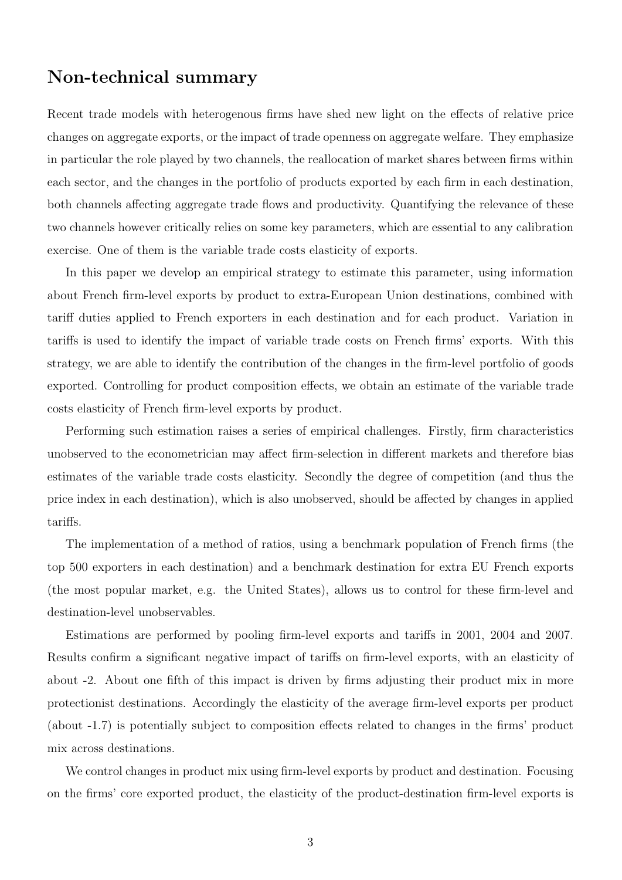## Non-technical summary

Recent trade models with heterogenous firms have shed new light on the effects of relative price changes on aggregate exports, or the impact of trade openness on aggregate welfare. They emphasize in particular the role played by two channels, the reallocation of market shares between firms within each sector, and the changes in the portfolio of products exported by each firm in each destination, both channels affecting aggregate trade flows and productivity. Quantifying the relevance of these two channels however critically relies on some key parameters, which are essential to any calibration exercise. One of them is the variable trade costs elasticity of exports.

In this paper we develop an empirical strategy to estimate this parameter, using information about French firm-level exports by product to extra-European Union destinations, combined with tariff duties applied to French exporters in each destination and for each product. Variation in tariffs is used to identify the impact of variable trade costs on French firms' exports. With this strategy, we are able to identify the contribution of the changes in the firm-level portfolio of goods exported. Controlling for product composition effects, we obtain an estimate of the variable trade costs elasticity of French firm-level exports by product.

Performing such estimation raises a series of empirical challenges. Firstly, firm characteristics unobserved to the econometrician may affect firm-selection in different markets and therefore bias estimates of the variable trade costs elasticity. Secondly the degree of competition (and thus the price index in each destination), which is also unobserved, should be affected by changes in applied tariffs.

The implementation of a method of ratios, using a benchmark population of French firms (the top 500 exporters in each destination) and a benchmark destination for extra EU French exports (the most popular market, e.g. the United States), allows us to control for these firm-level and destination-level unobservables.

Estimations are performed by pooling firm-level exports and tariffs in 2001, 2004 and 2007. Results confirm a significant negative impact of tariffs on firm-level exports, with an elasticity of about -2. About one fifth of this impact is driven by firms adjusting their product mix in more protectionist destinations. Accordingly the elasticity of the average firm-level exports per product (about -1.7) is potentially subject to composition effects related to changes in the firms' product mix across destinations.

We control changes in product mix using firm-level exports by product and destination. Focusing on the firms' core exported product, the elasticity of the product-destination firm-level exports is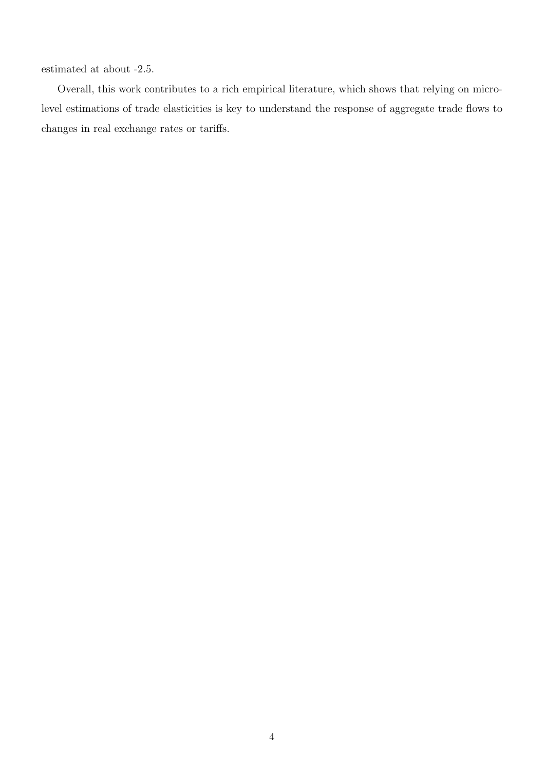estimated at about -2.5.

Overall, this work contributes to a rich empirical literature, which shows that relying on micro-level estimations of trade elasticities is key to understand the response of aggregate trade flows to changes in real exchange rates or tariffs.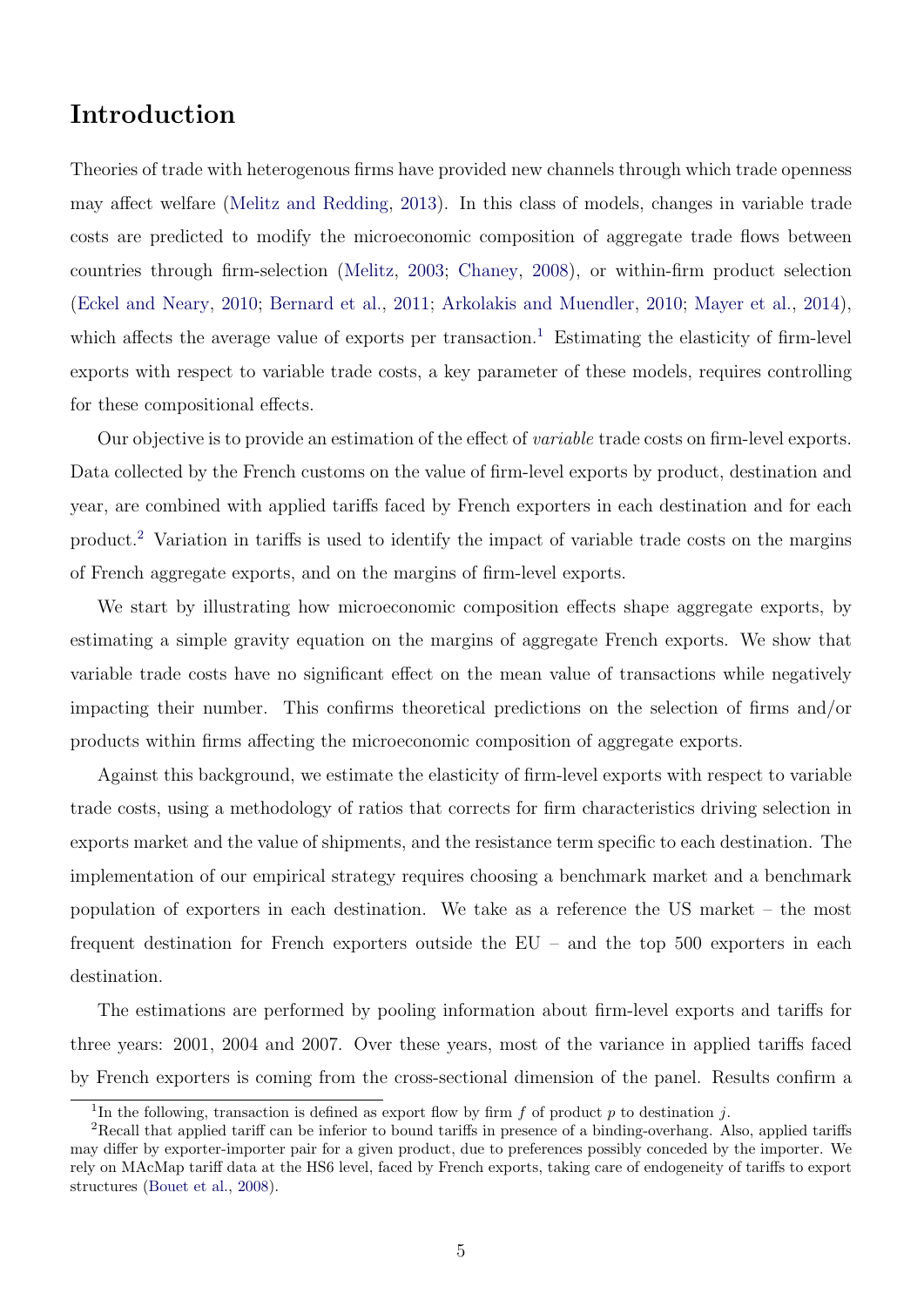# Introduction

Theories of trade with heterogenous firms have provided new channels through which trade openness may affect welfare (Melitz and Redding, 2013). In this class of models, changes in variable trade costs are predicted to modify the microeconomic composition of aggregate trade flows between countries through firm-selection (Melitz, 2003; Chaney, 2008), or within-firm product selection (Eckel and Neary, 2010; Bernard et al., 2011; Arkolakis and Muendler, 2010; Mayer et al., 2014), which affects the average value of exports per transaction.[1] Estimating the elasticity of firm-level exports with respect to variable trade costs, a key parameter of these models, requires controlling for these compositional effects.

Our objective is to provide an estimation of the effect of *variable* trade costs on firm-level exports. Data collected by the French customs on the value of firm-level exports by product, destination and year, are combined with applied tariffs faced by French exporters in each destination and for each product.[2] Variation in tariffs is used to identify the impact of variable trade costs on the margins of French aggregate exports, and on the margins of firm-level exports.

We start by illustrating how microeconomic composition effects shape aggregate exports, by estimating a simple gravity equation on the margins of aggregate French exports. We show that variable trade costs have no significant effect on the mean value of transactions while negatively impacting their number. This confirms theoretical predictions on the selection of firms and/or products within firms affecting the microeconomic composition of aggregate exports.

Against this background, we estimate the elasticity of firm-level exports with respect to variable trade costs, using a methodology of ratios that corrects for firm characteristics driving selection in exports market and the value of shipments, and the resistance term specific to each destination. The implementation of our empirical strategy requires choosing a benchmark market and a benchmark population of exporters in each destination. We take as a reference the US market – the most frequent destination for French exporters outside the EU – and the top 500 exporters in each destination.

The estimations are performed by pooling information about firm-level exports and tariffs for three years: 2001, 2004 and 2007. Over these years, most of the variance in applied tariffs faced by French exporters is coming from the cross-sectional dimension of the panel. Results confirm a

[1] In the following, transaction is defined as export flow by firm $f$ of product $p$ to destination $j$.

[2] Recall that applied tariff can be inferior to bound tariffs in presence of a binding-overhang. Also, applied tariffs may differ by exporter-importer pair for a given product, due to preferences possibly conceded by the importer. We rely on MAcMap tariff data at the HS6 level, faced by French exports, taking care of endogeneity of tariffs to export structures (Bouet et al., 2008).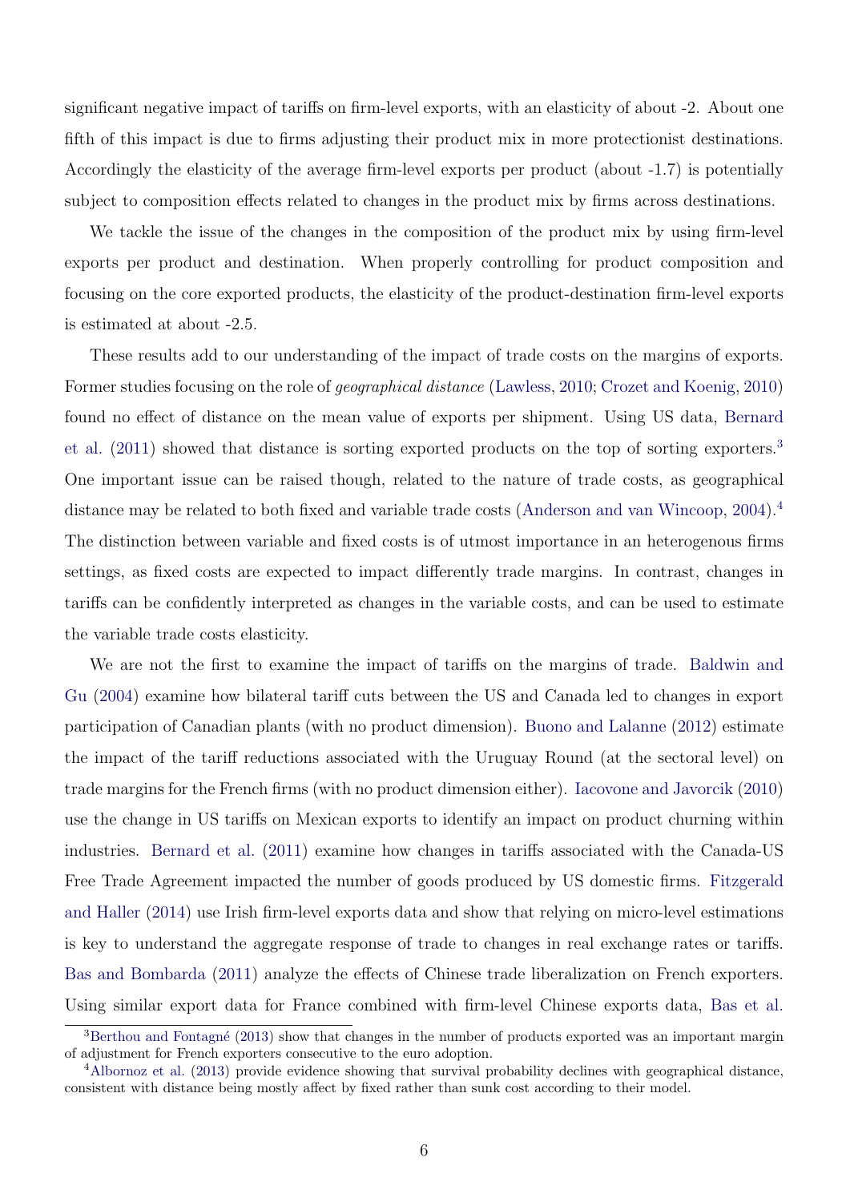significant negative impact of tariffs on firm-level exports, with an elasticity of about -2. About one fifth of this impact is due to firms adjusting their product mix in more protectionist destinations. Accordingly the elasticity of the average firm-level exports per product (about -1.7) is potentially subject to composition effects related to changes in the product mix by firms across destinations.

We tackle the issue of the changes in the composition of the product mix by using firm-level exports per product and destination. When properly controlling for product composition and focusing on the core exported products, the elasticity of the product-destination firm-level exports is estimated at about -2.5.

These results add to our understanding of the impact of trade costs on the margins of exports. Former studies focusing on the role of *geographical distance* (Lawless, 2010; Crozet and Koenig, 2010) found no effect of distance on the mean value of exports per shipment. Using US data, Bernard et al. (2011) showed that distance is sorting exported products on the top of sorting exporters.[3] One important issue can be raised though, related to the nature of trade costs, as geographical distance may be related to both fixed and variable trade costs (Anderson and van Wincoop, 2004).[4] The distinction between variable and fixed costs is of utmost importance in an heterogenous firms settings, as fixed costs are expected to impact differently trade margins. In contrast, changes in tariffs can be confidently interpreted as changes in the variable costs, and can be used to estimate the variable trade costs elasticity.

We are not the first to examine the impact of tariffs on the margins of trade. Baldwin and Gu (2004) examine how bilateral tariff cuts between the US and Canada led to changes in export participation of Canadian plants (with no product dimension). Buono and Lalanne (2012) estimate the impact of the tariff reductions associated with the Uruguay Round (at the sectoral level) on trade margins for the French firms (with no product dimension either). Iacovone and Javorcik (2010) use the change in US tariffs on Mexican exports to identify an impact on product churning within industries. Bernard et al. (2011) examine how changes in tariffs associated with the Canada-US Free Trade Agreement impacted the number of goods produced by US domestic firms. Fitzgerald and Haller (2014) use Irish firm-level exports data and show that relying on micro-level estimations is key to understand the aggregate response of trade to changes in real exchange rates or tariffs. Bas and Bombarda (2011) analyze the effects of Chinese trade liberalization on French exporters. Using similar export data for France combined with firm-level Chinese exports data, Bas et al.

[3] Berthou and Fontagné (2013) show that changes in the number of products exported was an important margin of adjustment for French exporters consecutive to the euro adoption.

[4] Albornoz et al. (2013) provide evidence showing that survival probability declines with geographical distance, consistent with distance being mostly affect by fixed rather than sunk cost according to their model.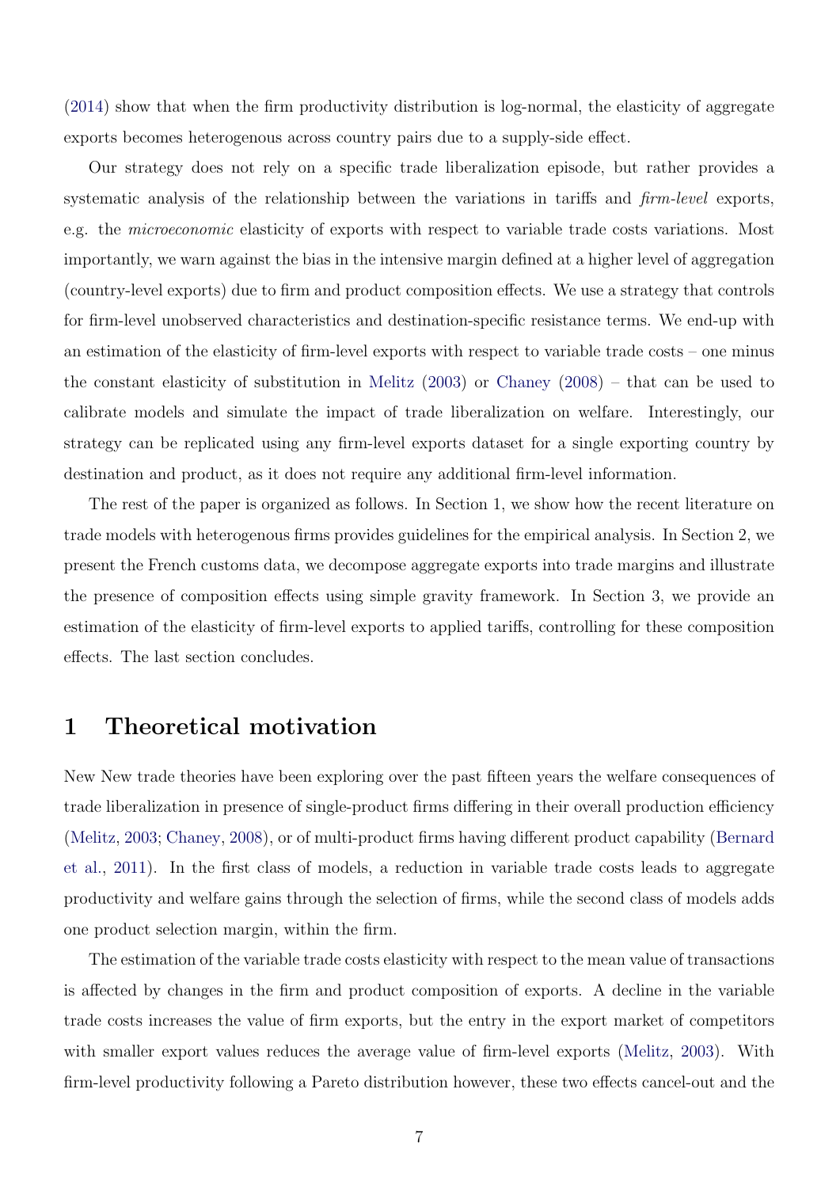(2014) show that when the firm productivity distribution is log-normal, the elasticity of aggregate exports becomes heterogenous across country pairs due to a supply-side effect.

Our strategy does not rely on a specific trade liberalization episode, but rather provides a systematic analysis of the relationship between the variations in tariffs and *firm-level* exports, e.g. the *microeconomic* elasticity of exports with respect to variable trade costs variations. Most importantly, we warn against the bias in the intensive margin defined at a higher level of aggregation (country-level exports) due to firm and product composition effects. We use a strategy that controls for firm-level unobserved characteristics and destination-specific resistance terms. We end-up with an estimation of the elasticity of firm-level exports with respect to variable trade costs – one minus the constant elasticity of substitution in Melitz (2003) or Chaney (2008) – that can be used to calibrate models and simulate the impact of trade liberalization on welfare. Interestingly, our strategy can be replicated using any firm-level exports dataset for a single exporting country by destination and product, as it does not require any additional firm-level information.

The rest of the paper is organized as follows. In Section 1, we show how the recent literature on trade models with heterogenous firms provides guidelines for the empirical analysis. In Section 2, we present the French customs data, we decompose aggregate exports into trade margins and illustrate the presence of composition effects using simple gravity framework. In Section 3, we provide an estimation of the elasticity of firm-level exports to applied tariffs, controlling for these composition effects. The last section concludes.

# 1 Theoretical motivation

New New trade theories have been exploring over the past fifteen years the welfare consequences of trade liberalization in presence of single-product firms differing in their overall production efficiency (Melitz, 2003; Chaney, 2008), or of multi-product firms having different product capability (Bernard et al., 2011). In the first class of models, a reduction in variable trade costs leads to aggregate productivity and welfare gains through the selection of firms, while the second class of models adds one product selection margin, within the firm.

The estimation of the variable trade costs elasticity with respect to the mean value of transactions is affected by changes in the firm and product composition of exports. A decline in the variable trade costs increases the value of firm exports, but the entry in the export market of competitors with smaller export values reduces the average value of firm-level exports (Melitz, 2003). With firm-level productivity following a Pareto distribution however, these two effects cancel-out and the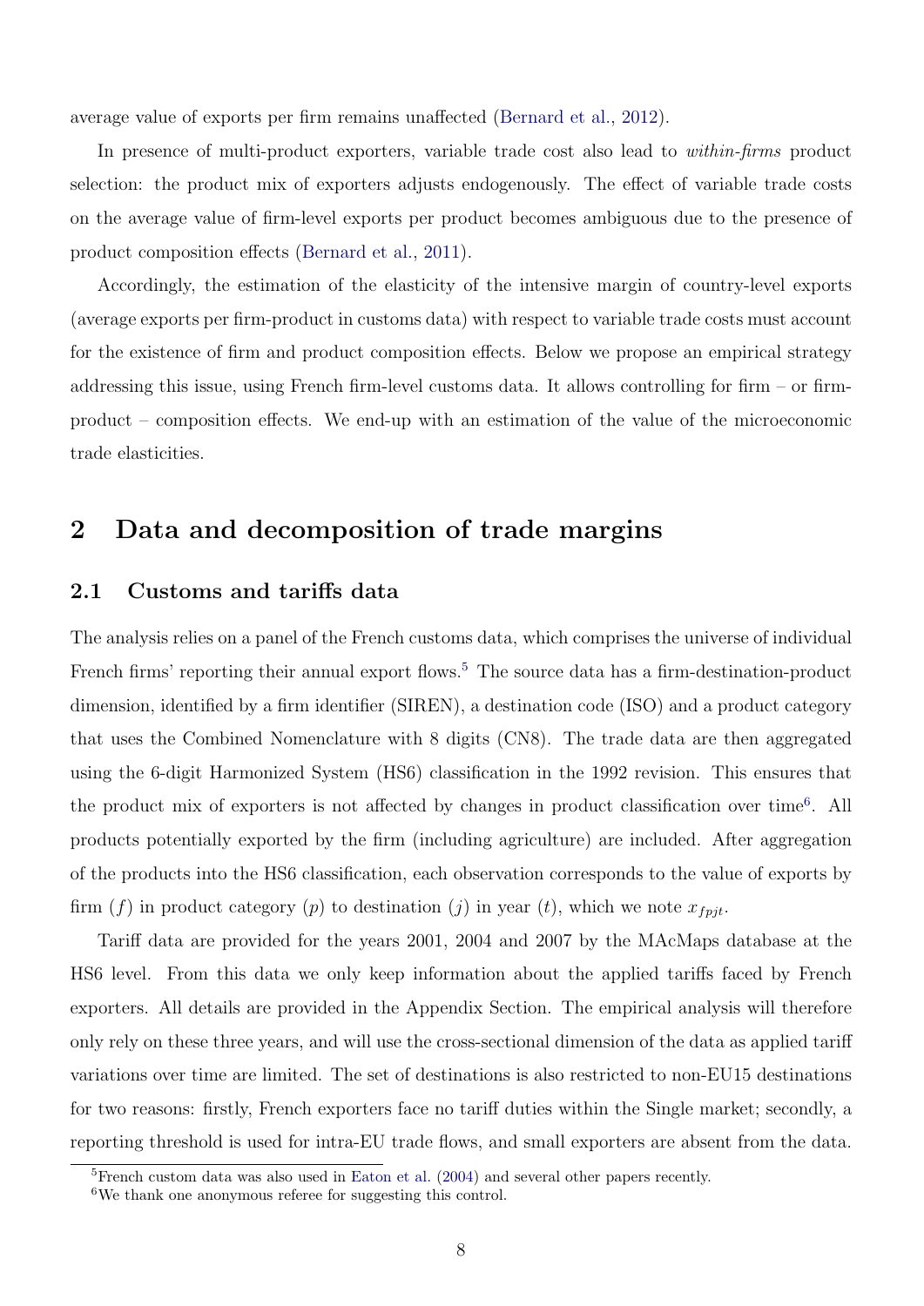average value of exports per firm remains unaffected (Bernard et al., 2012).

In presence of multi-product exporters, variable trade cost also lead to *within-firms* product selection: the product mix of exporters adjusts endogenously. The effect of variable trade costs on the average value of firm-level exports per product becomes ambiguous due to the presence of product composition effects (Bernard et al., 2011).

Accordingly, the estimation of the elasticity of the intensive margin of country-level exports (average exports per firm-product in customs data) with respect to variable trade costs must account for the existence of firm and product composition effects. Below we propose an empirical strategy addressing this issue, using French firm-level customs data. It allows controlling for firm – or firm-product – composition effects. We end-up with an estimation of the value of the microeconomic trade elasticities.

# 2 Data and decomposition of trade margins

## 2.1 Customs and tariffs data

The analysis relies on a panel of the French customs data, which comprises the universe of individual French firms' reporting their annual export flows.[5] The source data has a firm-destination-product dimension, identified by a firm identifier (SIREN), a destination code (ISO) and a product category that uses the Combined Nomenclature with 8 digits (CN8). The trade data are then aggregated using the 6-digit Harmonized System (HS6) classification in the 1992 revision. This ensures that the product mix of exporters is not affected by changes in product classification over time[6]. All products potentially exported by the firm (including agriculture) are included. After aggregation of the products into the HS6 classification, each observation corresponds to the value of exports by firm ($f$) in product category ($p$) to destination ($j$) in year ($t$), which we note $x_{fpjt}$.

Tariff data are provided for the years 2001, 2004 and 2007 by the MAcMaps database at the HS6 level. From this data we only keep information about the applied tariffs faced by French exporters. All details are provided in the Appendix Section. The empirical analysis will therefore only rely on these three years, and will use the cross-sectional dimension of the data as applied tariff variations over time are limited. The set of destinations is also restricted to non-EU15 destinations for two reasons: firstly, French exporters face no tariff duties within the Single market; secondly, a reporting threshold is used for intra-EU trade flows, and small exporters are absent from the data.

[5] French custom data was also used in Eaton et al. (2004) and several other papers recently.

[6] We thank one anonymous referee for suggesting this control.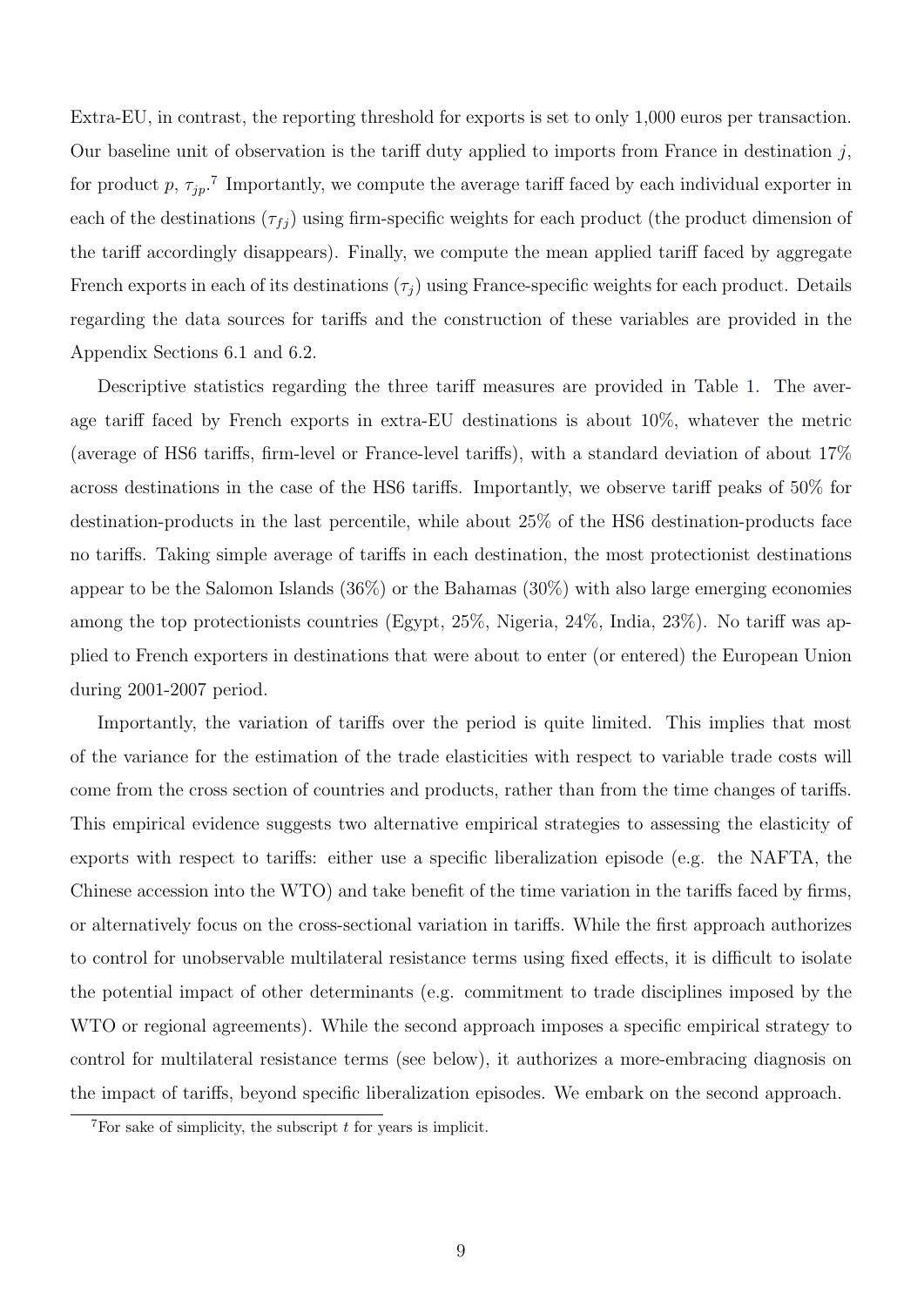Extra-EU, in contrast, the reporting threshold for exports is set to only 1,000 euros per transaction. Our baseline unit of observation is the tariff duty applied to imports from France in destination $j$, for product $p$, $\tau_{jp}$.[7] Importantly, we compute the average tariff faced by each individual exporter in each of the destinations ($\tau_{fj}$) using firm-specific weights for each product (the product dimension of the tariff accordingly disappears). Finally, we compute the mean applied tariff faced by aggregate French exports in each of its destinations ($\tau_j$) using France-specific weights for each product. Details regarding the data sources for tariffs and the construction of these variables are provided in the Appendix Sections 6.1 and 6.2.

Descriptive statistics regarding the three tariff measures are provided in Table 1. The average tariff faced by French exports in extra-EU destinations is about 10%, whatever the metric (average of HS6 tariffs, firm-level or France-level tariffs), with a standard deviation of about 17% across destinations in the case of the HS6 tariffs. Importantly, we observe tariff peaks of 50% for destination-products in the last percentile, while about 25% of the HS6 destination-products face no tariffs. Taking simple average of tariffs in each destination, the most protectionist destinations appear to be the Salomon Islands (36%) or the Bahamas (30%) with also large emerging economies among the top protectionists countries (Egypt, 25%, Nigeria, 24%, India, 23%). No tariff was applied to French exporters in destinations that were about to enter (or entered) the European Union during 2001-2007 period.

Importantly, the variation of tariffs over the period is quite limited. This implies that most of the variance for the estimation of the trade elasticities with respect to variable trade costs will come from the cross section of countries and products, rather than from the time changes of tariffs. This empirical evidence suggests two alternative empirical strategies to assessing the elasticity of exports with respect to tariffs: either use a specific liberalization episode (e.g. the NAFTA, the Chinese accession into the WTO) and take benefit of the time variation in the tariffs faced by firms, or alternatively focus on the cross-sectional variation in tariffs. While the first approach authorizes to control for unobservable multilateral resistance terms using fixed effects, it is difficult to isolate the potential impact of other determinants (e.g. commitment to trade disciplines imposed by the WTO or regional agreements). While the second approach imposes a specific empirical strategy to control for multilateral resistance terms (see below), it authorizes a more-embracing diagnosis on the impact of tariffs, beyond specific liberalization episodes. We embark on the second approach.

[7] For sake of simplicity, the subscript $t$ for years is implicit.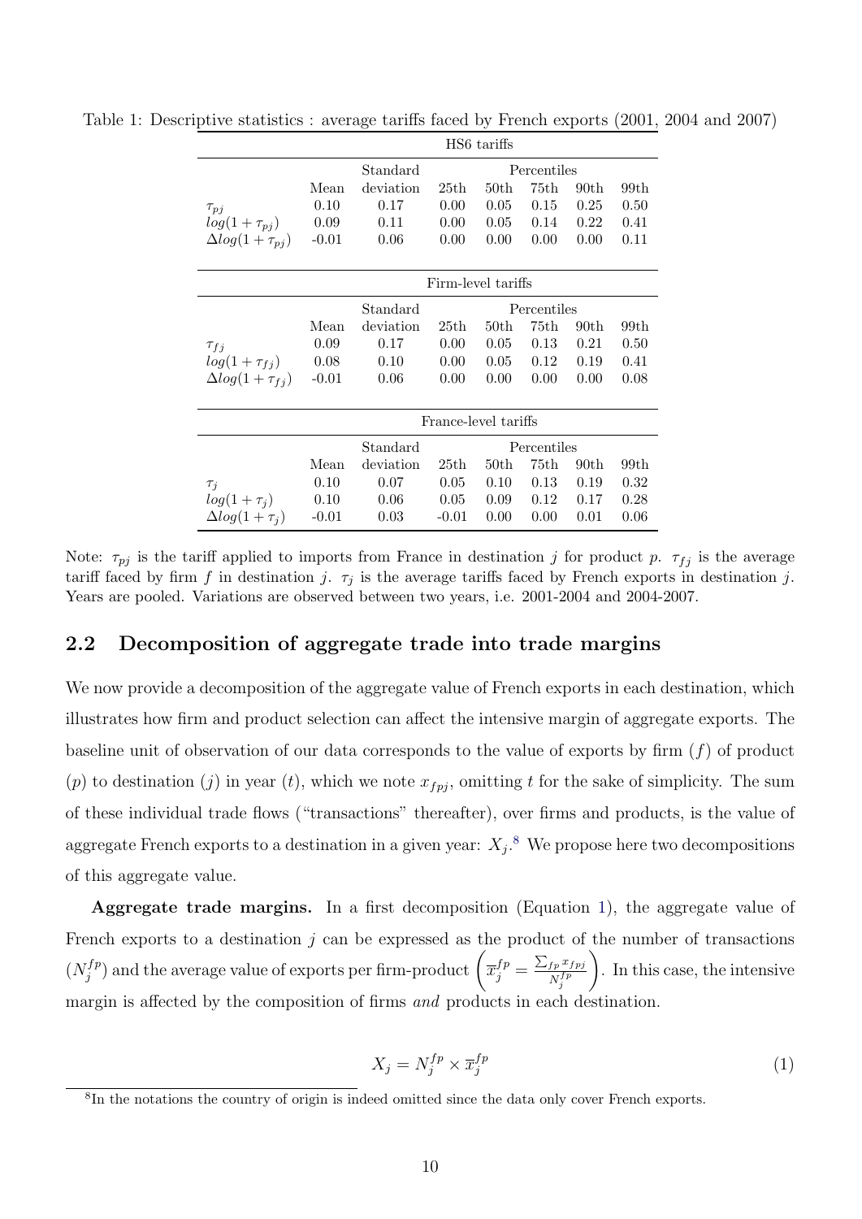Table 1: Descriptive statistics : average tariffs faced by French exports (2001, 2004 and 2007)

| | HS6 tariffs | | | | | | |
|---|---|---|---|---|---|---|---|
| | | Standard | Percentiles | | | | |
| | Mean | deviation | 25th | 50th | 75th | 90th | 99th |
| $\tau_{pj}$ | 0.10 | 0.17 | 0.00 | 0.05 | 0.15 | 0.25 | 0.50 |
| $log(1+\tau_{pj})$ | 0.09 | 0.11 | 0.00 | 0.05 | 0.14 | 0.22 | 0.41 |
| $\Delta log(1+\tau_{pj})$ | -0.01 | 0.06 | 0.00 | 0.00 | 0.00 | 0.00 | 0.11 |
| | Firm-level tariffs | | | | | | |
| | | Standard | Percentiles | | | | |
| | Mean | deviation | 25th | 50th | 75th | 90th | 99th |
| $\tau_{fj}$ | 0.09 | 0.17 | 0.00 | 0.05 | 0.13 | 0.21 | 0.50 |
| $log(1+\tau_{fj})$ | 0.08 | 0.10 | 0.00 | 0.05 | 0.12 | 0.19 | 0.41 |
| $\Delta log(1+\tau_{fj})$ | -0.01 | 0.06 | 0.00 | 0.00 | 0.00 | 0.00 | 0.08 |
| | France-level tariffs | | | | | | |
| | | Standard | Percentiles | | | | |
| | Mean | deviation | 25th | 50th | 75th | 90th | 99th |
| $\tau_{j}$ | 0.10 | 0.07 | 0.05 | 0.10 | 0.13 | 0.19 | 0.32 |
| $log(1+\tau_{j})$ | 0.10 | 0.06 | 0.05 | 0.09 | 0.12 | 0.17 | 0.28 |
| $\Delta log(1+\tau_{j})$ | -0.01 | 0.03 | -0.01 | 0.00 | 0.00 | 0.01 | 0.06 |

Note: $\tau_{pj}$ is the tariff applied to imports from France in destination $j$ for product $p$. $\tau_{fj}$ is the average tariff faced by firm $f$ in destination $j$. $\tau_j$ is the average tariffs faced by French exports in destination $j$. Years are pooled. Variations are observed between two years, i.e. 2001-2004 and 2004-2007.

## 2.2 Decomposition of aggregate trade into trade margins

We now provide a decomposition of the aggregate value of French exports in each destination, which illustrates how firm and product selection can affect the intensive margin of aggregate exports. The baseline unit of observation of our data corresponds to the value of exports by firm ($f$) of product ($p$) to destination ($j$) in year ($t$), which we note $x_{fpj}$, omitting $t$ for the sake of simplicity. The sum of these individual trade flows ("transactions" thereafter), over firms and products, is the value of aggregate French exports to a destination in a given year: $X_j$.[8] We propose here two decompositions of this aggregate value.

**Aggregate trade margins.** In a first decomposition (Equation 1), the aggregate value of French exports to a destination $j$ can be expressed as the product of the number of transactions ($N_j^{fp}$) and the average value of exports per firm-product $\left(\overline{x}_j^{fp} = \frac{\sum_{fp} x_{fpj}}{N_j^{fp}}\right)$. In this case, the intensive margin is affected by the composition of firms *and* products in each destination.

$$X_j = N_j^{fp} \times \overline{x}_j^{fp} \tag{1}$$

[8] In the notations the country of origin is indeed omitted since the data only cover French exports.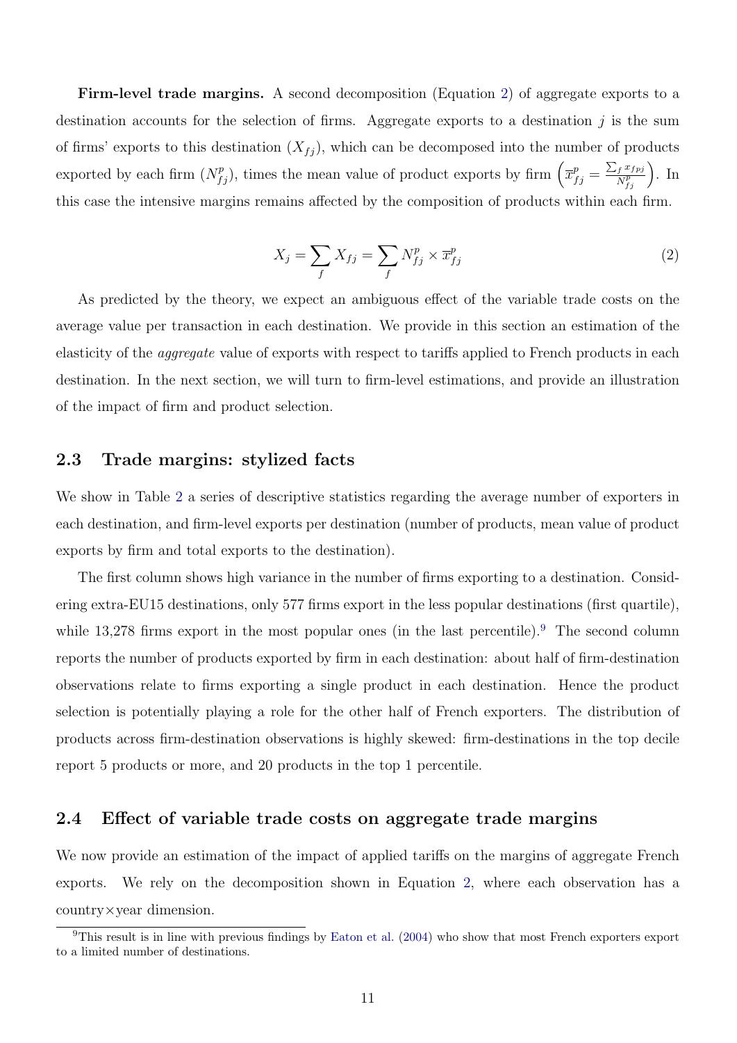**Firm-level trade margins.** A second decomposition (Equation 2) of aggregate exports to a destination accounts for the selection of firms. Aggregate exports to a destination $j$ is the sum of firms' exports to this destination ($X_{fj}$), which can be decomposed into the number of products exported by each firm ($N^p_{fj}$), times the mean value of product exports by firm $\left(\overline{x}^p_{fj} = \frac{\sum_f x_{fpj}}{N^p_{fj}}\right)$. In this case the intensive margins remains affected by the composition of products within each firm.

$$X_j = \sum_f X_{fj} = \sum_f N^p_{fj} \times \overline{x}^p_{fj} \tag{2}$$

As predicted by the theory, we expect an ambiguous effect of the variable trade costs on the average value per transaction in each destination. We provide in this section an estimation of the elasticity of the *aggregate* value of exports with respect to tariffs applied to French products in each destination. In the next section, we will turn to firm-level estimations, and provide an illustration of the impact of firm and product selection.

## 2.3 Trade margins: stylized facts

We show in Table 2 a series of descriptive statistics regarding the average number of exporters in each destination, and firm-level exports per destination (number of products, mean value of product exports by firm and total exports to the destination).

The first column shows high variance in the number of firms exporting to a destination. Considering extra-EU15 destinations, only 577 firms export in the less popular destinations (first quartile), while 13,278 firms export in the most popular ones (in the last percentile).[9] The second column reports the number of products exported by firm in each destination: about half of firm-destination observations relate to firms exporting a single product in each destination. Hence the product selection is potentially playing a role for the other half of French exporters. The distribution of products across firm-destination observations is highly skewed: firm-destinations in the top decile report 5 products or more, and 20 products in the top 1 percentile.

## 2.4 Effect of variable trade costs on aggregate trade margins

We now provide an estimation of the impact of applied tariffs on the margins of aggregate French exports. We rely on the decomposition shown in Equation 2, where each observation has a country×year dimension.

[9] This result is in line with previous findings by Eaton et al. (2004) who show that most French exporters export to a limited number of destinations.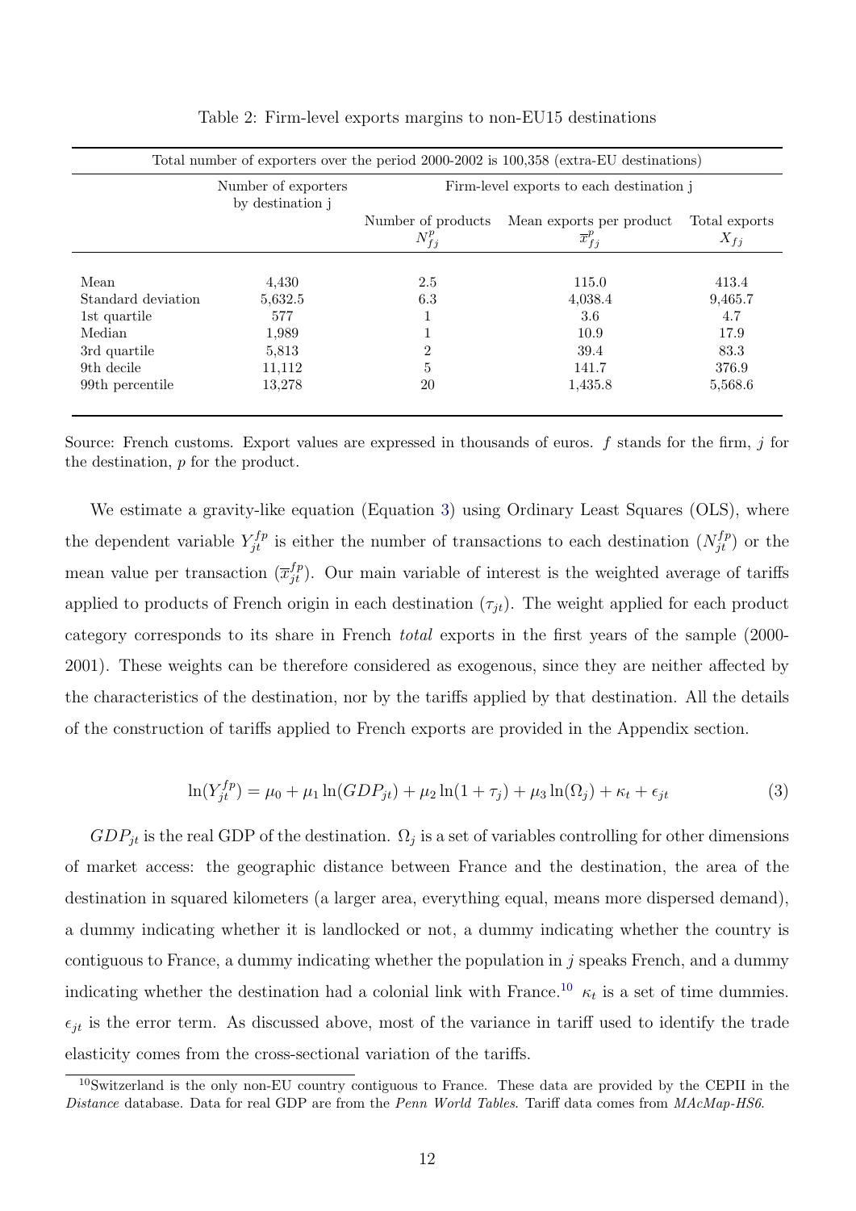Table 2: Firm-level exports margins to non-EU15 destinations

| Total number of exporters over the period 2000-2002 is 100,358 (extra-EU destinations) | | | | |
|---|---|---|---|---|
| | Number of exporters by destination j | Firm-level exports to each destination j | | |
| | | Number of products $N_{fj}^{p}$ | Mean exports per product $\overline{x}_{fj}^{p}$ | Total exports $X_{fj}$ |
| Mean | 4,430 | 2.5 | 115.0 | 413.4 |
| Standard deviation | 5,632.5 | 6.3 | 4,038.4 | 9,465.7 |
| 1st quartile | 577 | 1 | 3.6 | 4.7 |
| Median | 1,989 | 1 | 10.9 | 17.9 |
| 3rd quartile | 5,813 | 2 | 39.4 | 83.3 |
| 9th decile | 11,112 | 5 | 141.7 | 376.9 |
| 99th percentile | 13,278 | 20 | 1,435.8 | 5,568.6 |

Source: French customs. Export values are expressed in thousands of euros. $f$ stands for the firm, $j$ for the destination, $p$ for the product.

We estimate a gravity-like equation (Equation 3) using Ordinary Least Squares (OLS), where the dependent variable $Y_{jt}^{fp}$ is either the number of transactions to each destination ($N_{jt}^{fp}$) or the mean value per transaction ($\overline{x}_{jt}^{fp}$). Our main variable of interest is the weighted average of tariffs applied to products of French origin in each destination ($\tau_{jt}$). The weight applied for each product category corresponds to its share in French *total* exports in the first years of the sample (2000-2001). These weights can be therefore considered as exogenous, since they are neither affected by the characteristics of the destination, nor by the tariffs applied by that destination. All the details of the construction of tariffs applied to French exports are provided in the Appendix section.

$$\ln(Y_{jt}^{fp}) = \mu_0 + \mu_1 \ln(GDP_{jt}) + \mu_2 \ln(1+\tau_j) + \mu_3 \ln(\Omega_j) + \kappa_t + \epsilon_{jt} \tag{3}$$

$GDP_{jt}$ is the real GDP of the destination. $\Omega_j$ is a set of variables controlling for other dimensions of market access: the geographic distance between France and the destination, the area of the destination in squared kilometers (a larger area, everything equal, means more dispersed demand), a dummy indicating whether it is landlocked or not, a dummy indicating whether the country is contiguous to France, a dummy indicating whether the population in $j$ speaks French, and a dummy indicating whether the destination had a colonial link with France.[10] $\kappa_t$ is a set of time dummies. $\epsilon_{jt}$ is the error term. As discussed above, most of the variance in tariff used to identify the trade elasticity comes from the cross-sectional variation of the tariffs.

[10] Switzerland is the only non-EU country contiguous to France. These data are provided by the CEPII in the *Distance* database. Data for real GDP are from the *Penn World Tables*. Tariff data comes from *MAcMap-HS6*.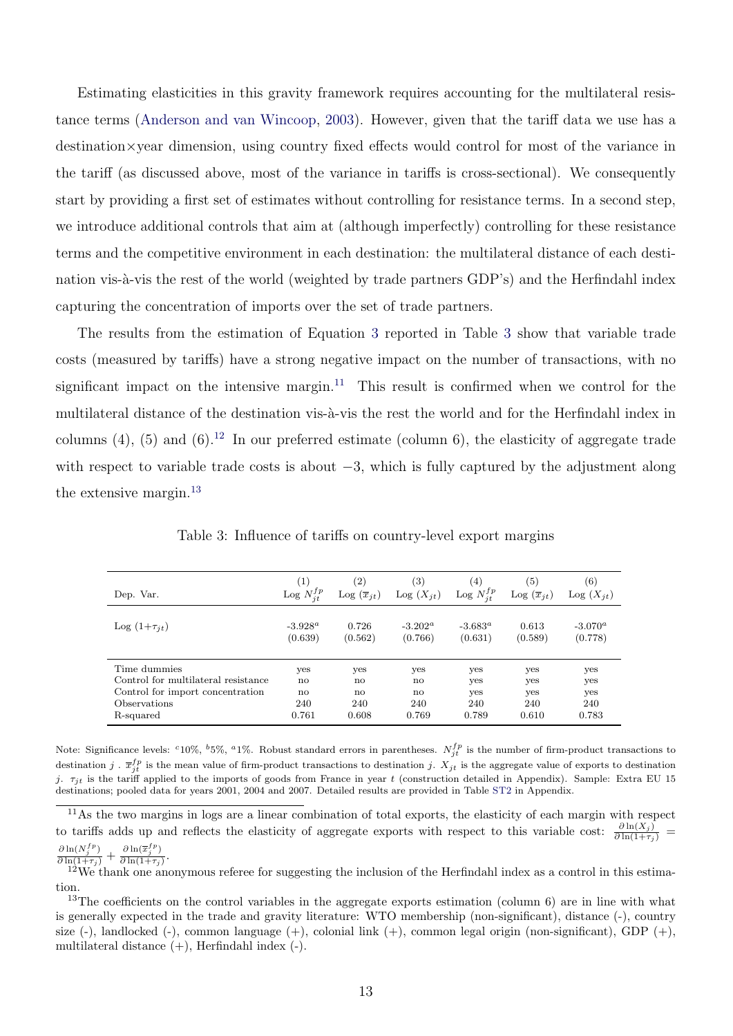Estimating elasticities in this gravity framework requires accounting for the multilateral resistance terms (Anderson and van Wincoop, 2003). However, given that the tariff data we use has a destination×year dimension, using country fixed effects would control for most of the variance in the tariff (as discussed above, most of the variance in tariffs is cross-sectional). We consequently start by providing a first set of estimates without controlling for resistance terms. In a second step, we introduce additional controls that aim at (although imperfectly) controlling for these resistance terms and the competitive environment in each destination: the multilateral distance of each destination vis-à-vis the rest of the world (weighted by trade partners GDP's) and the Herfindahl index capturing the concentration of imports over the set of trade partners.

The results from the estimation of Equation 3 reported in Table 3 show that variable trade costs (measured by tariffs) have a strong negative impact on the number of transactions, with no significant impact on the intensive margin.[11] This result is confirmed when we control for the multilateral distance of the destination vis-à-vis the rest the world and for the Herfindahl index in columns (4), (5) and (6).[12] In our preferred estimate (column 6), the elasticity of aggregate trade with respect to variable trade costs is about −3, which is fully captured by the adjustment along the extensive margin.[13]

Table 3: Influence of tariffs on country-level export margins

| Dep. Var. | (1) Log $N_{jt}^{fp}$ | (2) Log $(\overline{x}_{jt})$ | (3) Log $(X_{jt})$ | (4) Log $N_{jt}^{fp}$ | (5) Log $(\overline{x}_{jt})$ | (6) Log $(X_{jt})$ |
|---|---|---|---|---|---|---|
| Log $(1+\tau_{jt})$ | -3.928[a] | 0.726 | -3.202[a] | -3.683[a] | 0.613 | -3.070[a] |
| | (0.639) | (0.562) | (0.766) | (0.631) | (0.589) | (0.778) |
| Time dummies | yes | yes | yes | yes | yes | yes |
| Control for multilateral resistance | no | no | no | yes | yes | yes |
| Control for import concentration | no | no | no | yes | yes | yes |
| Observations | 240 | 240 | 240 | 240 | 240 | 240 |
| R-squared | 0.761 | 0.608 | 0.769 | 0.789 | 0.610 | 0.783 |

Note: Significance levels: [c]10%, [b]5%, [a]1%. Robust standard errors in parentheses. $N_{jt}^{fp}$ is the number of firm-product transactions to destination $j$ . $\overline{x}_{jt}^{fp}$ is the mean value of firm-product transactions to destination $j$. $X_{jt}$ is the aggregate value of exports to destination $j$. $\tau_{jt}$ is the tariff applied to the imports of goods from France in year $t$ (construction detailed in Appendix). Sample: Extra EU 15 destinations; pooled data for years 2001, 2004 and 2007. Detailed results are provided in Table ST2 in Appendix.

[11] As the two margins in logs are a linear combination of total exports, the elasticity of each margin with respect to tariffs adds up and reflects the elasticity of aggregate exports with respect to this variable cost: $\frac{\partial \ln(X_j)}{\partial \ln(1+\tau_j)} = \frac{\partial \ln(N_j^{fp})}{\partial \ln(1+\tau_j)} + \frac{\partial \ln(\overline{x}_j^{fp})}{\partial \ln(1+\tau_j)}$.

[12] We thank one anonymous referee for suggesting the inclusion of the Herfindahl index as a control in this estimation.

[13] The coefficients on the control variables in the aggregate exports estimation (column 6) are in line with what is generally expected in the trade and gravity literature: WTO membership (non-significant), distance (-), country size (-), landlocked (-), common language (+), colonial link (+), common legal origin (non-significant), GDP (+), multilateral distance (+), Herfindahl index (-).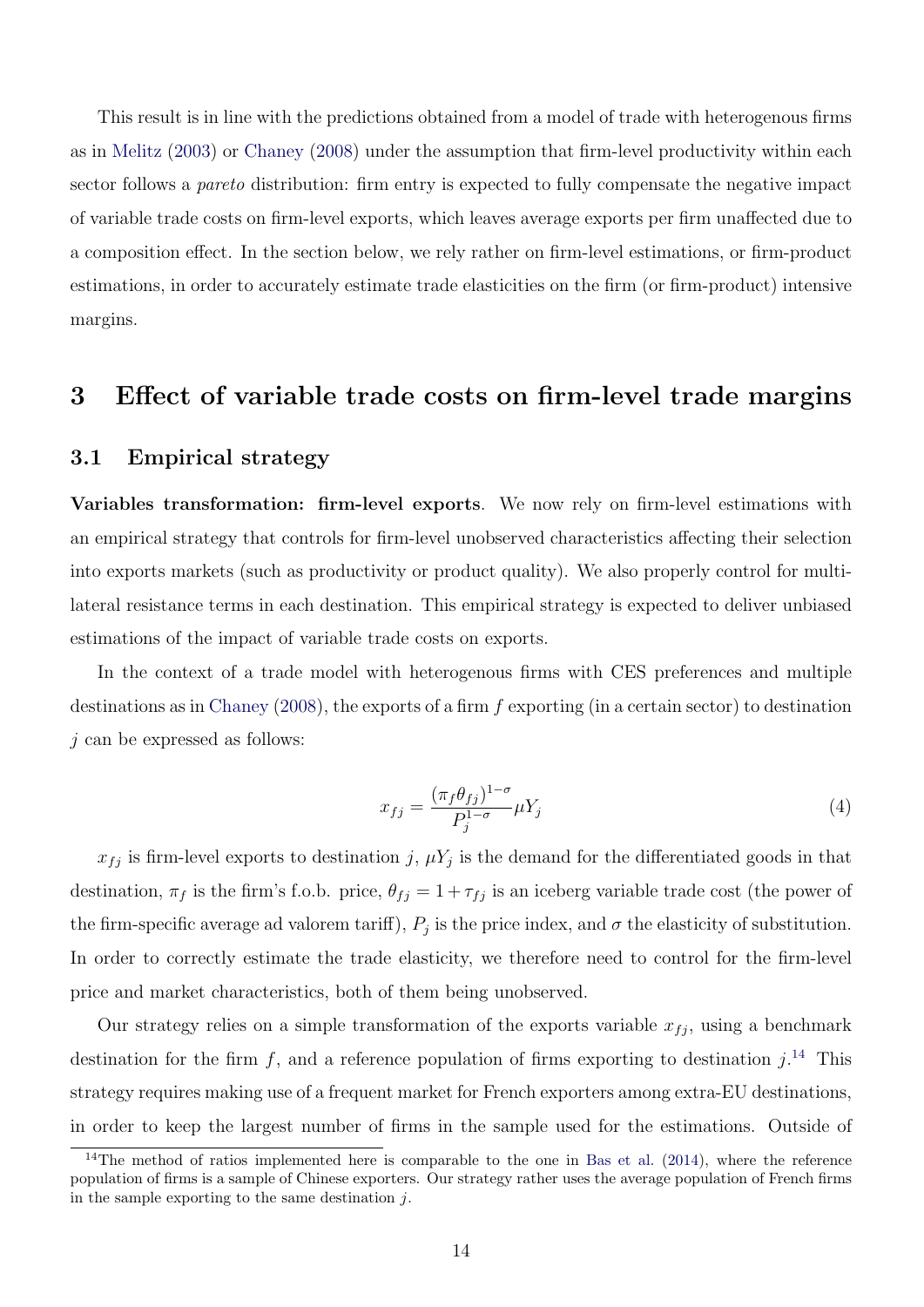This result is in line with the predictions obtained from a model of trade with heterogenous firms as in Melitz (2003) or Chaney (2008) under the assumption that firm-level productivity within each sector follows a *pareto* distribution: firm entry is expected to fully compensate the negative impact of variable trade costs on firm-level exports, which leaves average exports per firm unaffected due to a composition effect. In the section below, we rely rather on firm-level estimations, or firm-product estimations, in order to accurately estimate trade elasticities on the firm (or firm-product) intensive margins.

## 3 Effect of variable trade costs on firm-level trade margins

### 3.1 Empirical strategy

**Variables transformation: firm-level exports**. We now rely on firm-level estimations with an empirical strategy that controls for firm-level unobserved characteristics affecting their selection into exports markets (such as productivity or product quality). We also properly control for multilateral resistance terms in each destination. This empirical strategy is expected to deliver unbiased estimations of the impact of variable trade costs on exports.

In the context of a trade model with heterogenous firms with CES preferences and multiple destinations as in Chaney (2008), the exports of a firm $f$ exporting (in a certain sector) to destination $j$ can be expressed as follows:

$$x_{fj} = \frac{(\pi_f \theta_{fj})^{1-\sigma}}{P_j^{1-\sigma}} \mu Y_j \tag{4}$$

$x_{fj}$ is firm-level exports to destination $j$, $\mu Y_j$ is the demand for the differentiated goods in that destination, $\pi_f$ is the firm's f.o.b. price, $\theta_{fj} = 1 + \tau_{fj}$ is an iceberg variable trade cost (the power of the firm-specific average ad valorem tariff), $P_j$ is the price index, and $\sigma$ the elasticity of substitution. In order to correctly estimate the trade elasticity, we therefore need to control for the firm-level price and market characteristics, both of them being unobserved.

Our strategy relies on a simple transformation of the exports variable $x_{fj}$, using a benchmark destination for the firm $f$, and a reference population of firms exporting to destination $j$.[14] This strategy requires making use of a frequent market for French exporters among extra-EU destinations, in order to keep the largest number of firms in the sample used for the estimations. Outside of

[14] The method of ratios implemented here is comparable to the one in Bas et al. (2014), where the reference population of firms is a sample of Chinese exporters. Our strategy rather uses the average population of French firms in the sample exporting to the same destination $j$.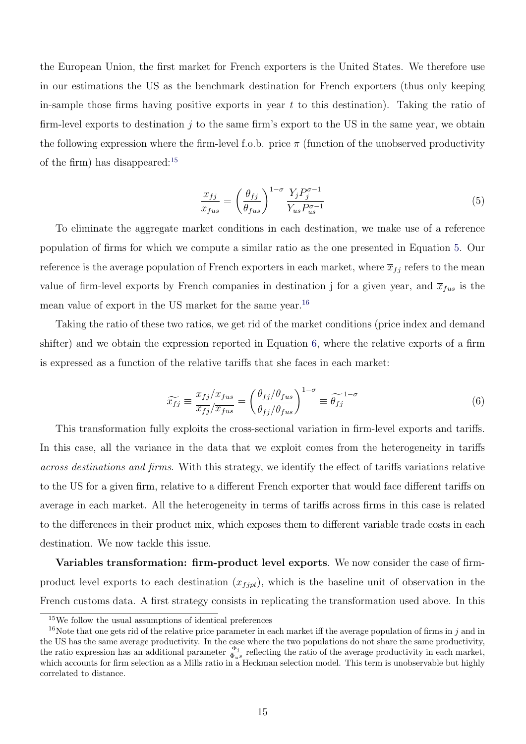the European Union, the first market for French exporters is the United States. We therefore use in our estimations the US as the benchmark destination for French exporters (thus only keeping in-sample those firms having positive exports in year $t$ to this destination). Taking the ratio of firm-level exports to destination $j$ to the same firm's export to the US in the same year, we obtain the following expression where the firm-level f.o.b. price $\pi$ (function of the unobserved productivity of the firm) has disappeared:[15]

$$\frac{x_{fj}}{x_{fus}} = \left(\frac{\theta_{fj}}{\theta_{fus}}\right)^{1-\sigma} \frac{Y_j P_j^{\sigma-1}}{Y_{us} P_{us}^{\sigma-1}} \tag{5}$$

To eliminate the aggregate market conditions in each destination, we make use of a reference population of firms for which we compute a similar ratio as the one presented in Equation 5. Our reference is the average population of French exporters in each market, where $\overline{x}_{fj}$ refers to the mean value of firm-level exports by French companies in destination j for a given year, and $\overline{x}_{fus}$ is the mean value of export in the US market for the same year.[16]

Taking the ratio of these two ratios, we get rid of the market conditions (price index and demand shifter) and we obtain the expression reported in Equation 6, where the relative exports of a firm is expressed as a function of the relative tariffs that she faces in each market:

$$\widetilde{x_{fj}} \equiv \frac{x_{fj}/x_{fus}}{\overline{x_{fj}}/\overline{x_{fus}}} = \left(\frac{\theta_{fj}/\theta_{fus}}{\overline{\theta_{fj}}/\overline{\theta_{fus}}}\right)^{1-\sigma} \equiv \widetilde{\theta_{fj}}^{\,1-\sigma} \tag{6}$$

This transformation fully exploits the cross-sectional variation in firm-level exports and tariffs. In this case, all the variance in the data that we exploit comes from the heterogeneity in tariffs *across destinations and firms*. With this strategy, we identify the effect of tariffs variations relative to the US for a given firm, relative to a different French exporter that would face different tariffs on average in each market. All the heterogeneity in terms of tariffs across firms in this case is related to the differences in their product mix, which exposes them to different variable trade costs in each destination. We now tackle this issue.

**Variables transformation: firm-product level exports**. We now consider the case of firm-product level exports to each destination ($x_{fjpt}$), which is the baseline unit of observation in the French customs data. A first strategy consists in replicating the transformation used above. In this

[15] We follow the usual assumptions of identical preferences

[16] Note that one gets rid of the relative price parameter in each market iff the average population of firms in $j$ and in the US has the same average productivity. In the case where the two populations do not share the same productivity, the ratio expression has an additional parameter $\frac{\Phi_j}{\Phi_{us}}$ reflecting the ratio of the average productivity in each market, which accounts for firm selection as a Mills ratio in a Heckman selection model. This term is unobservable but highly correlated to distance.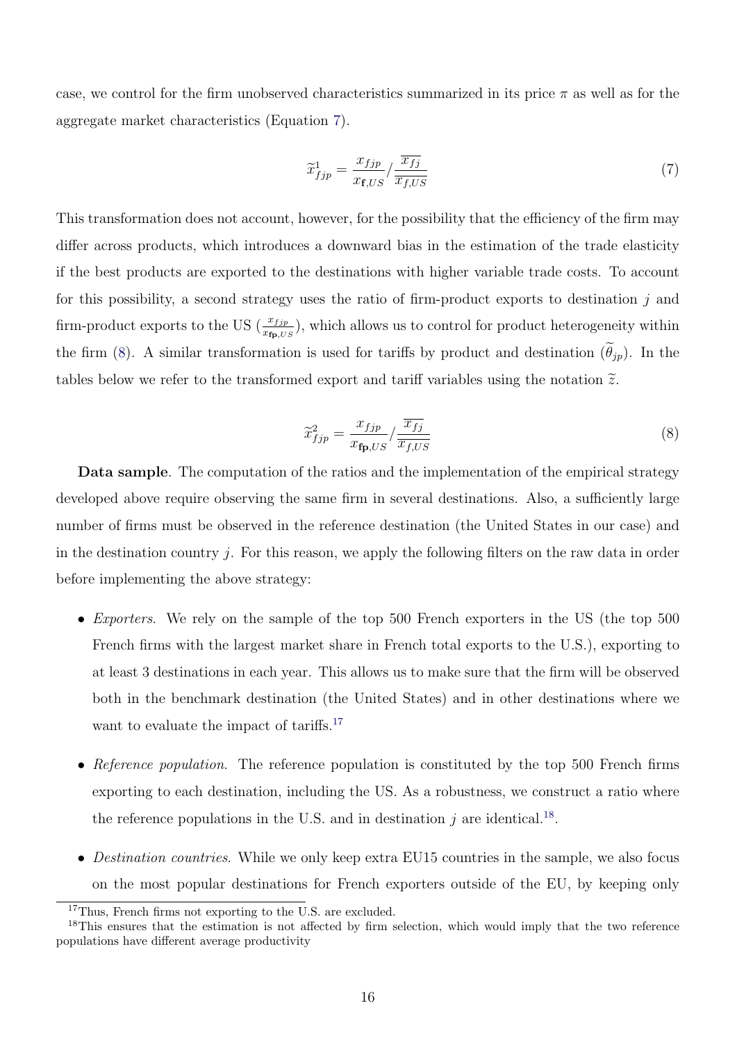case, we control for the firm unobserved characteristics summarized in its price $\pi$ as well as for the aggregate market characteristics (Equation 7).

$$\widetilde{x}^{1}_{fjp} = \frac{x_{fjp}}{x_{\mathbf{f},US}} / \frac{\overline{x_{fj}}}{\overline{x_{f,US}}} \tag{7}$$

This transformation does not account, however, for the possibility that the efficiency of the firm may differ across products, which introduces a downward bias in the estimation of the trade elasticity if the best products are exported to the destinations with higher variable trade costs. To account for this possibility, a second strategy uses the ratio of firm-product exports to destination $j$ and firm-product exports to the US ($\frac{x_{fjp}}{x_{\mathbf{fp},US}}$), which allows us to control for product heterogeneity within the firm (8). A similar transformation is used for tariffs by product and destination ($\widetilde{\theta}_{jp}$). In the tables below we refer to the transformed export and tariff variables using the notation $\widetilde{z}$.

$$\widetilde{x}^{2}_{fjp} = \frac{x_{fjp}}{x_{\mathbf{fp},US}} / \frac{\overline{x_{fj}}}{\overline{x_{f,US}}} \tag{8}$$

**Data sample**. The computation of the ratios and the implementation of the empirical strategy developed above require observing the same firm in several destinations. Also, a sufficiently large number of firms must be observed in the reference destination (the United States in our case) and in the destination country $j$. For this reason, we apply the following filters on the raw data in order before implementing the above strategy:

- *Exporters*. We rely on the sample of the top 500 French exporters in the US (the top 500 French firms with the largest market share in French total exports to the U.S.), exporting to at least 3 destinations in each year. This allows us to make sure that the firm will be observed both in the benchmark destination (the United States) and in other destinations where we want to evaluate the impact of tariffs.[17]

- *Reference population*. The reference population is constituted by the top 500 French firms exporting to each destination, including the US. As a robustness, we construct a ratio where the reference populations in the U.S. and in destination $j$ are identical.[18].

- *Destination countries*. While we only keep extra EU15 countries in the sample, we also focus on the most popular destinations for French exporters outside of the EU, by keeping only

[17] Thus, French firms not exporting to the U.S. are excluded.

[18] This ensures that the estimation is not affected by firm selection, which would imply that the two reference populations have different average productivity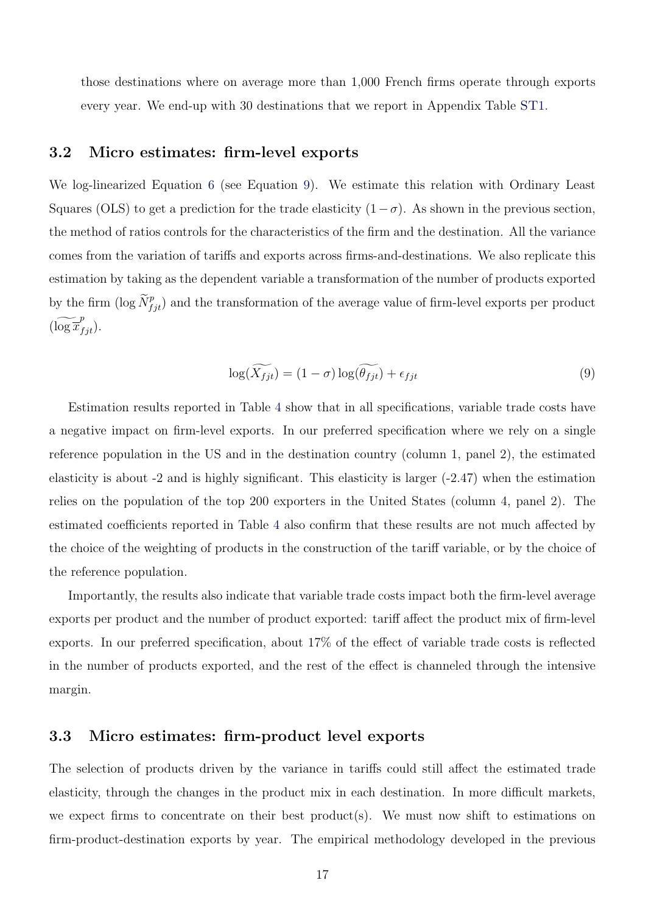those destinations where on average more than 1,000 French firms operate through exports every year. We end-up with 30 destinations that we report in Appendix Table ST1.

## 3.2 Micro estimates: firm-level exports

We log-linearized Equation 6 (see Equation 9). We estimate this relation with Ordinary Least Squares (OLS) to get a prediction for the trade elasticity $(1-\sigma)$. As shown in the previous section, the method of ratios controls for the characteristics of the firm and the destination. All the variance comes from the variation of tariffs and exports across firms-and-destinations. We also replicate this estimation by taking as the dependent variable a transformation of the number of products exported by the firm ($\log \widetilde{N}^{p}_{fjt}$) and the transformation of the average value of firm-level exports per product ($\widetilde{\log \overline{x}^{p}_{fjt}}$).

$$\log(\widetilde{X_{fjt}}) = (1-\sigma)\log(\widetilde{\theta_{fjt}}) + \epsilon_{fjt} \tag{9}$$

Estimation results reported in Table 4 show that in all specifications, variable trade costs have a negative impact on firm-level exports. In our preferred specification where we rely on a single reference population in the US and in the destination country (column 1, panel 2), the estimated elasticity is about -2 and is highly significant. This elasticity is larger (-2.47) when the estimation relies on the population of the top 200 exporters in the United States (column 4, panel 2). The estimated coefficients reported in Table 4 also confirm that these results are not much affected by the choice of the weighting of products in the construction of the tariff variable, or by the choice of the reference population.

Importantly, the results also indicate that variable trade costs impact both the firm-level average exports per product and the number of product exported: tariff affect the product mix of firm-level exports. In our preferred specification, about 17% of the effect of variable trade costs is reflected in the number of products exported, and the rest of the effect is channeled through the intensive margin.

## 3.3 Micro estimates: firm-product level exports

The selection of products driven by the variance in tariffs could still affect the estimated trade elasticity, through the changes in the product mix in each destination. In more difficult markets, we expect firms to concentrate on their best product(s). We must now shift to estimations on firm-product-destination exports by year. The empirical methodology developed in the previous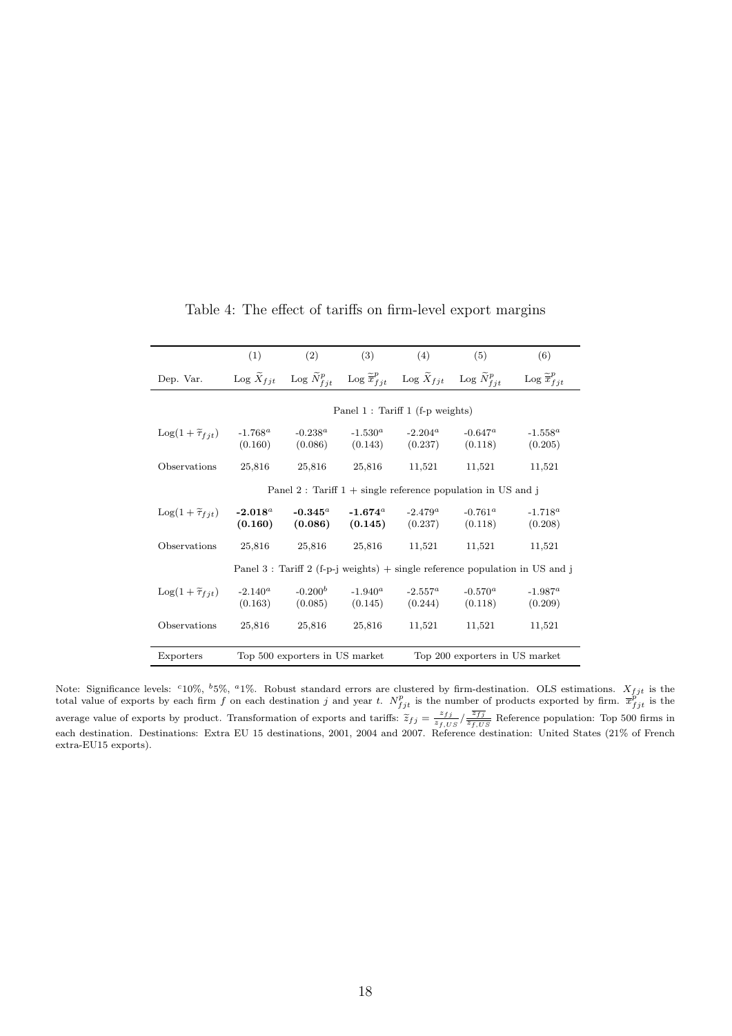Table 4: The effect of tariffs on firm-level export margins

| | (1) | (2) | (3) | (4) | (5) | (6) |
|---|---|---|---|---|---|---|
| Dep. Var. | Log $\widetilde{X}_{fjt}$ | Log $\widetilde{N}^{p}_{fjt}$ | Log $\widetilde{\overline{x}}^{p}_{fjt}$ | Log $\widetilde{X}_{fjt}$ | Log $\widetilde{N}^{p}_{fjt}$ | Log $\widetilde{\overline{x}}^{p}_{fjt}$ |
| | Panel 1 : Tariff 1 (f-p weights) | | | | | |
| $\text{Log}(1+\widetilde{\tau}_{fjt})$ | -1.768$^{a}$ | -0.238$^{a}$ | -1.530$^{a}$ | -2.204$^{a}$ | -0.647$^{a}$ | -1.558$^{a}$ |
| | (0.160) | (0.086) | (0.143) | (0.237) | (0.118) | (0.205) |
| Observations | 25,816 | 25,816 | 25,816 | 11,521 | 11,521 | 11,521 |
| | Panel 2 : Tariff 1 + single reference population in US and j | | | | | |
| $\text{Log}(1+\widetilde{\tau}_{fjt})$ | **-2.018$^{a}$** | **-0.345$^{a}$** | **-1.674$^{a}$** | -2.479$^{a}$ | -0.761$^{a}$ | -1.718$^{a}$ |
| | **(0.160)** | **(0.086)** | **(0.145)** | (0.237) | (0.118) | (0.208) |
| Observations | 25,816 | 25,816 | 25,816 | 11,521 | 11,521 | 11,521 |
| | Panel 3 : Tariff 2 (f-p-j weights) + single reference population in US and j | | | | | |
| $\text{Log}(1+\widetilde{\tau}_{fjt})$ | -2.140$^{a}$ | -0.200$^{b}$ | -1.940$^{a}$ | -2.557$^{a}$ | -0.570$^{a}$ | -1.987$^{a}$ |
| | (0.163) | (0.085) | (0.145) | (0.244) | (0.118) | (0.209) |
| Observations | 25,816 | 25,816 | 25,816 | 11,521 | 11,521 | 11,521 |
| Exporters | Top 500 exporters in US market | | | Top 200 exporters in US market | | |

Note: Significance levels: $^{c}$10%, $^{b}$5%, $^{a}$1%. Robust standard errors are clustered by firm-destination. OLS estimations. $X_{fjt}$ is the total value of exports by each firm $f$ on each destination $j$ and year $t$. $N^{p}_{fjt}$ is the number of products exported by firm. $\overline{x}^{p}_{fjt}$ is the average value of exports by product. Transformation of exports and tariffs: $\widetilde{z}_{fj} = \frac{z_{fj}}{z_{f,US}} / \frac{\overline{z_{fj}}}{\overline{z_{f,US}}}$ Reference population: Top 500 firms in each destination. Destinations: Extra EU 15 destinations, 2001, 2004 and 2007. Reference destination: United States (21% of French extra-EU15 exports).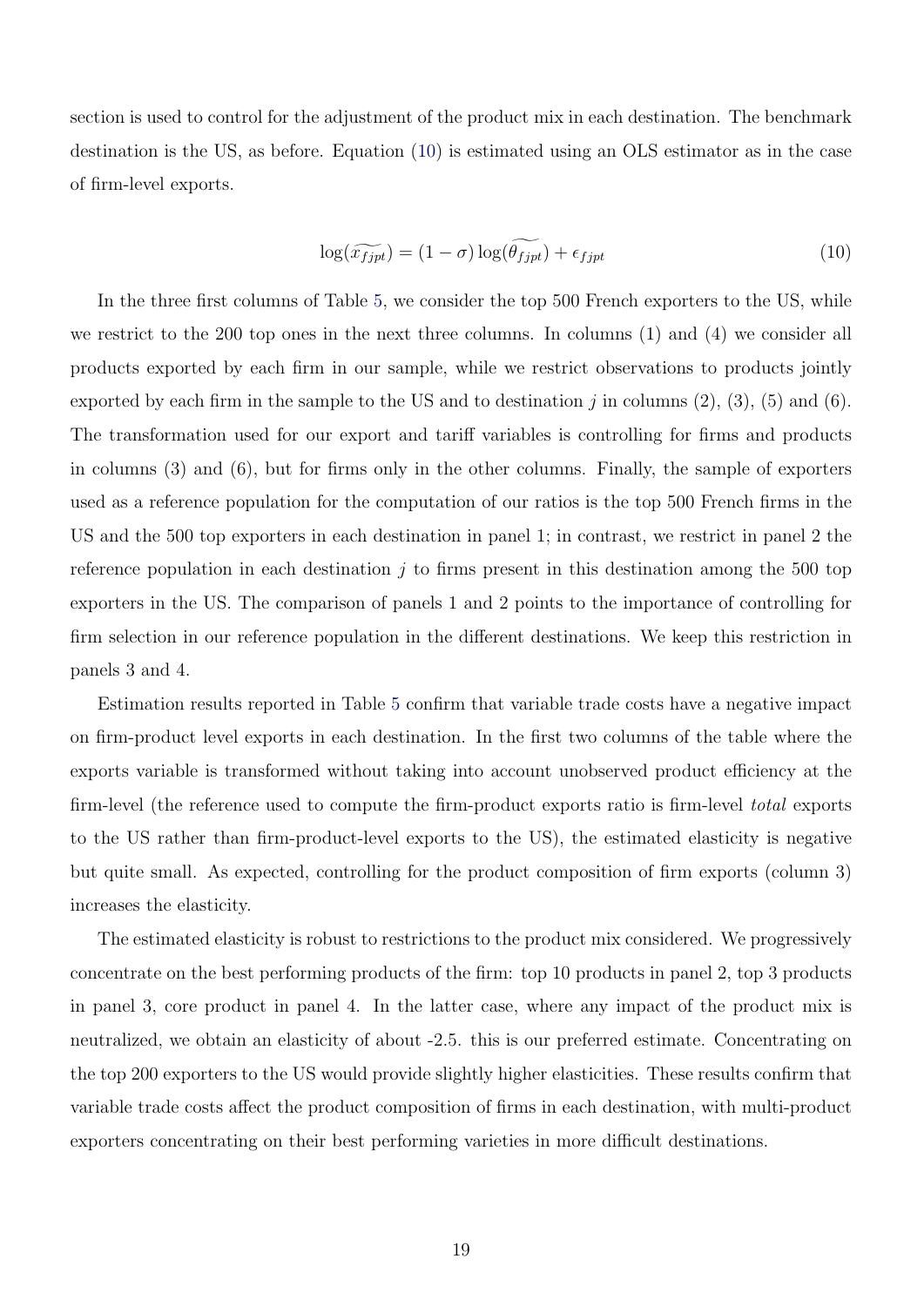section is used to control for the adjustment of the product mix in each destination. The benchmark destination is the US, as before. Equation (10) is estimated using an OLS estimator as in the case of firm-level exports.

$$\log(\widetilde{x_{fjpt}}) = (1-\sigma)\log(\widetilde{\theta_{fjpt}}) + \epsilon_{fjpt} \tag{10}$$

In the three first columns of Table 5, we consider the top 500 French exporters to the US, while we restrict to the 200 top ones in the next three columns. In columns (1) and (4) we consider all products exported by each firm in our sample, while we restrict observations to products jointly exported by each firm in the sample to the US and to destination $j$ in columns (2), (3), (5) and (6). The transformation used for our export and tariff variables is controlling for firms and products in columns (3) and (6), but for firms only in the other columns. Finally, the sample of exporters used as a reference population for the computation of our ratios is the top 500 French firms in the US and the 500 top exporters in each destination in panel 1; in contrast, we restrict in panel 2 the reference population in each destination $j$ to firms present in this destination among the 500 top exporters in the US. The comparison of panels 1 and 2 points to the importance of controlling for firm selection in our reference population in the different destinations. We keep this restriction in panels 3 and 4.

Estimation results reported in Table 5 confirm that variable trade costs have a negative impact on firm-product level exports in each destination. In the first two columns of the table where the exports variable is transformed without taking into account unobserved product efficiency at the firm-level (the reference used to compute the firm-product exports ratio is firm-level *total* exports to the US rather than firm-product-level exports to the US), the estimated elasticity is negative but quite small. As expected, controlling for the product composition of firm exports (column 3) increases the elasticity.

The estimated elasticity is robust to restrictions to the product mix considered. We progressively concentrate on the best performing products of the firm: top 10 products in panel 2, top 3 products in panel 3, core product in panel 4. In the latter case, where any impact of the product mix is neutralized, we obtain an elasticity of about -2.5. this is our preferred estimate. Concentrating on the top 200 exporters to the US would provide slightly higher elasticities. These results confirm that variable trade costs affect the product composition of firms in each destination, with multi-product exporters concentrating on their best performing varieties in more difficult destinations.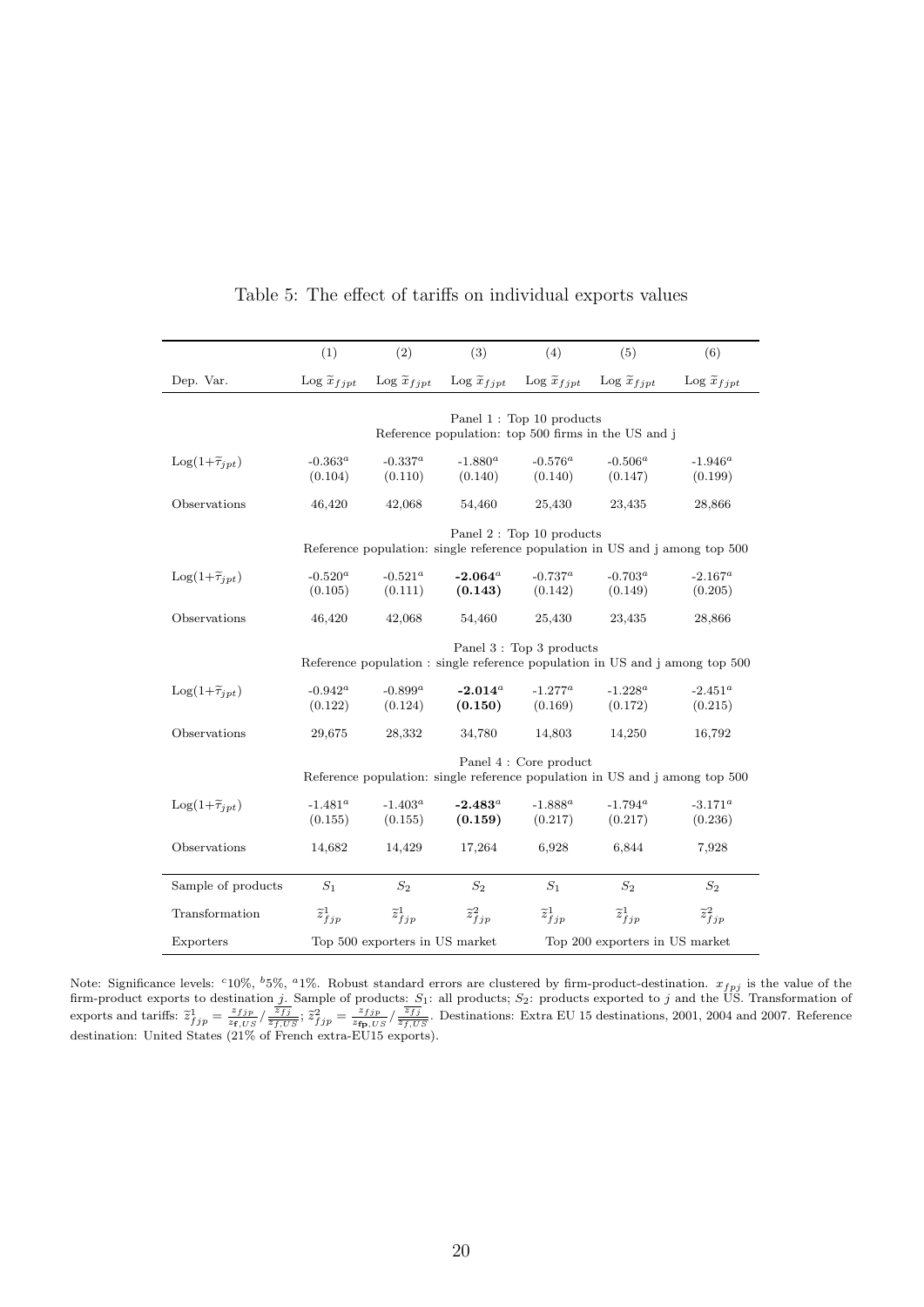# Table 5: The effect of tariffs on individual exports values

| | (1) | (2) | (3) | (4) | (5) | (6) |
|---|---|---|---|---|---|---|
| Dep. Var. | Log $\widetilde{x}_{fjpt}$ | Log $\widetilde{x}_{fjpt}$ | Log $\widetilde{x}_{fjpt}$ | Log $\widetilde{x}_{fjpt}$ | Log $\widetilde{x}_{fjpt}$ | Log $\widetilde{x}_{fjpt}$ |
| | Panel 1 : Top 10 products<br>Reference population: top 500 firms in the US and j | | | | | |
| Log(1+$\widetilde{\tau}_{jpt}$) | -0.363$^{a}$ | -0.337$^{a}$ | -1.880$^{a}$ | -0.576$^{a}$ | -0.506$^{a}$ | -1.946$^{a}$ |
| | (0.104) | (0.110) | (0.140) | (0.140) | (0.147) | (0.199) |
| Observations | 46,420 | 42,068 | 54,460 | 25,430 | 23,435 | 28,866 |
| | Panel 2 : Top 10 products<br>Reference population: single reference population in US and j among top 500 | | | | | |
| Log(1+$\widetilde{\tau}_{jpt}$) | -0.520$^{a}$ | -0.521$^{a}$ | **-2.064$^{a}$** | -0.737$^{a}$ | -0.703$^{a}$ | -2.167$^{a}$ |
| | (0.105) | (0.111) | **(0.143)** | (0.142) | (0.149) | (0.205) |
| Observations | 46,420 | 42,068 | 54,460 | 25,430 | 23,435 | 28,866 |
| | Panel 3 : Top 3 products<br>Reference population : single reference population in US and j among top 500 | | | | | |
| Log(1+$\widetilde{\tau}_{jpt}$) | -0.942$^{a}$ | -0.899$^{a}$ | **-2.014$^{a}$** | -1.277$^{a}$ | -1.228$^{a}$ | -2.451$^{a}$ |
| | (0.122) | (0.124) | **(0.150)** | (0.169) | (0.172) | (0.215) |
| Observations | 29,675 | 28,332 | 34,780 | 14,803 | 14,250 | 16,792 |
| | Panel 4 : Core product<br>Reference population: single reference population in US and j among top 500 | | | | | |
| Log(1+$\widetilde{\tau}_{jpt}$) | -1.481$^{a}$ | -1.403$^{a}$ | **-2.483$^{a}$** | -1.888$^{a}$ | -1.794$^{a}$ | -3.171$^{a}$ |
| | (0.155) | (0.155) | **(0.159)** | (0.217) | (0.217) | (0.236) |
| Observations | 14,682 | 14,429 | 17,264 | 6,928 | 6,844 | 7,928 |
| Sample of products | $S_1$ | $S_2$ | $S_2$ | $S_1$ | $S_2$ | $S_2$ |
| Transformation | $\widetilde{z}^{1}_{fjp}$ | $\widetilde{z}^{1}_{fjp}$ | $\widetilde{z}^{2}_{fjp}$ | $\widetilde{z}^{1}_{fjp}$ | $\widetilde{z}^{1}_{fjp}$ | $\widetilde{z}^{2}_{fjp}$ |
| Exporters | Top 500 exporters in US market | | | Top 200 exporters in US market | | |

Note: Significance levels: $^{c}$10%, $^{b}$5%, $^{a}$1%. Robust standard errors are clustered by firm-product-destination. $x_{fpj}$ is the value of the firm-product exports to destination $j$. Sample of products: $S_1$: all products; $S_2$: products exported to $j$ and the US. Transformation of exports and tariffs: $\widetilde{z}^{1}_{fjp} = \frac{z_{fjp}}{z_{\mathbf{f},US}} / \frac{\overline{z_{fj}}}{\overline{z_{f,US}}}$; $\widetilde{z}^{2}_{fjp} = \frac{z_{fjp}}{z_{\mathbf{fp},US}} / \frac{\overline{z_{fj}}}{\overline{z_{f,US}}}$. Destinations: Extra EU 15 destinations, 2001, 2004 and 2007. Reference destination: United States (21% of French extra-EU15 exports).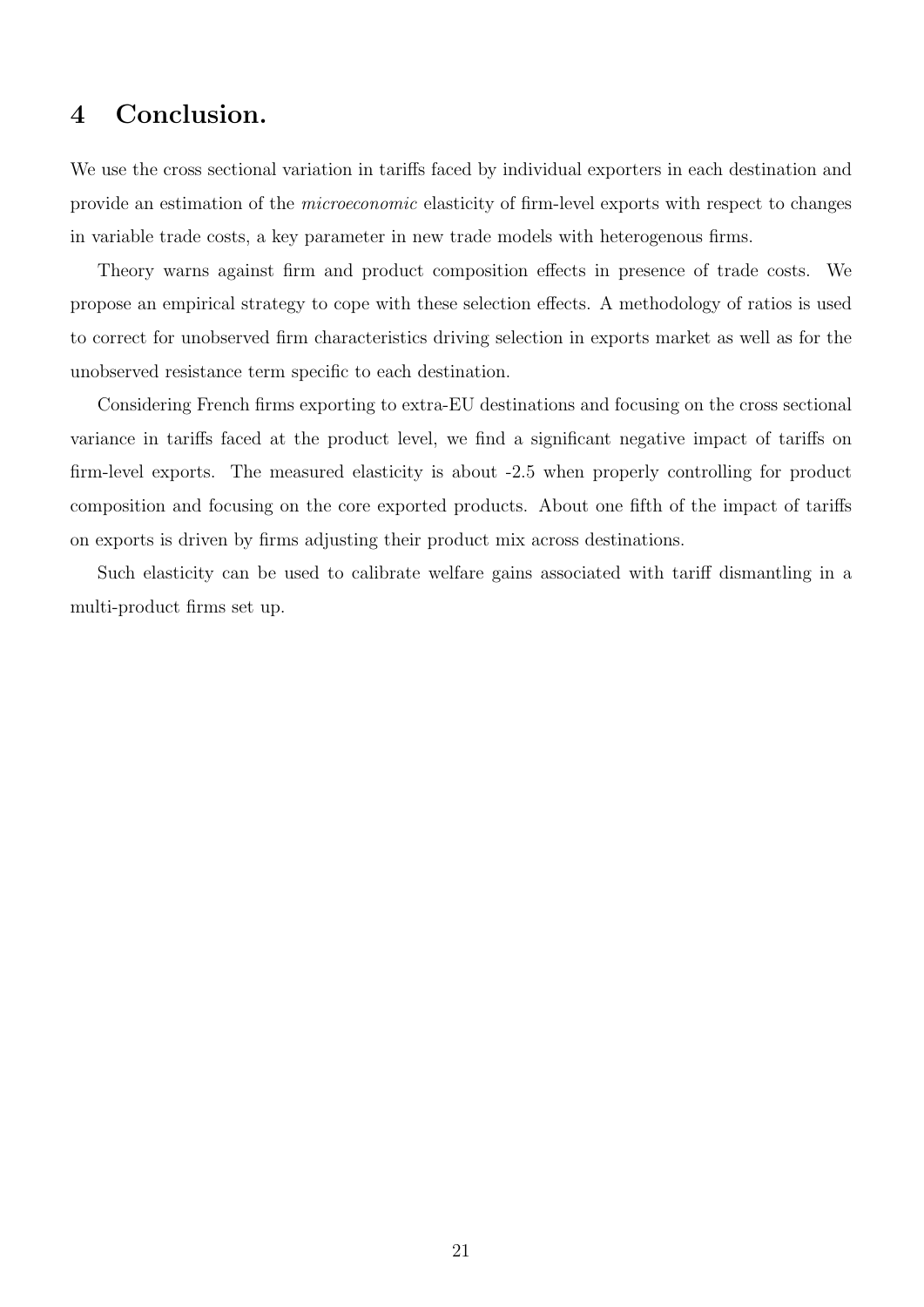## 4 Conclusion.

We use the cross sectional variation in tariffs faced by individual exporters in each destination and provide an estimation of the *microeconomic* elasticity of firm-level exports with respect to changes in variable trade costs, a key parameter in new trade models with heterogenous firms.

Theory warns against firm and product composition effects in presence of trade costs. We propose an empirical strategy to cope with these selection effects. A methodology of ratios is used to correct for unobserved firm characteristics driving selection in exports market as well as for the unobserved resistance term specific to each destination.

Considering French firms exporting to extra-EU destinations and focusing on the cross sectional variance in tariffs faced at the product level, we find a significant negative impact of tariffs on firm-level exports. The measured elasticity is about -2.5 when properly controlling for product composition and focusing on the core exported products. About one fifth of the impact of tariffs on exports is driven by firms adjusting their product mix across destinations.

Such elasticity can be used to calibrate welfare gains associated with tariff dismantling in a multi-product firms set up.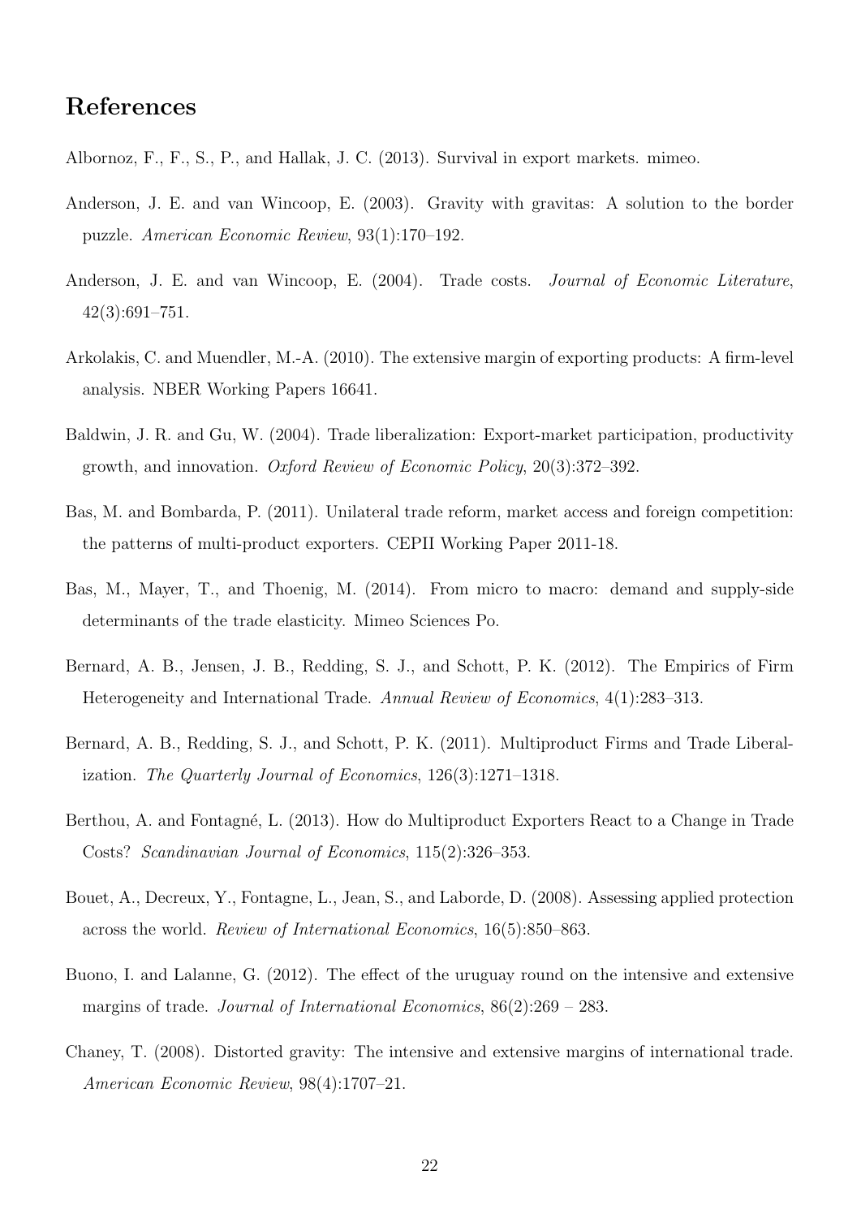## References

Albornoz, F., F., S., P., and Hallak, J. C. (2013). Survival in export markets. mimeo.

Anderson, J. E. and van Wincoop, E. (2003). Gravity with gravitas: A solution to the border puzzle. *American Economic Review*, 93(1):170–192.

Anderson, J. E. and van Wincoop, E. (2004). Trade costs. *Journal of Economic Literature*, 42(3):691–751.

Arkolakis, C. and Muendler, M.-A. (2010). The extensive margin of exporting products: A firm-level analysis. NBER Working Papers 16641.

Baldwin, J. R. and Gu, W. (2004). Trade liberalization: Export-market participation, productivity growth, and innovation. *Oxford Review of Economic Policy*, 20(3):372–392.

Bas, M. and Bombarda, P. (2011). Unilateral trade reform, market access and foreign competition: the patterns of multi-product exporters. CEPII Working Paper 2011-18.

Bas, M., Mayer, T., and Thoenig, M. (2014). From micro to macro: demand and supply-side determinants of the trade elasticity. Mimeo Sciences Po.

Bernard, A. B., Jensen, J. B., Redding, S. J., and Schott, P. K. (2012). The Empirics of Firm Heterogeneity and International Trade. *Annual Review of Economics*, 4(1):283–313.

Bernard, A. B., Redding, S. J., and Schott, P. K. (2011). Multiproduct Firms and Trade Liberalization. *The Quarterly Journal of Economics*, 126(3):1271–1318.

Berthou, A. and Fontagné, L. (2013). How do Multiproduct Exporters React to a Change in Trade Costs? *Scandinavian Journal of Economics*, 115(2):326–353.

Bouet, A., Decreux, Y., Fontagne, L., Jean, S., and Laborde, D. (2008). Assessing applied protection across the world. *Review of International Economics*, 16(5):850–863.

Buono, I. and Lalanne, G. (2012). The effect of the uruguay round on the intensive and extensive margins of trade. *Journal of International Economics*, 86(2):269 – 283.

Chaney, T. (2008). Distorted gravity: The intensive and extensive margins of international trade. *American Economic Review*, 98(4):1707–21.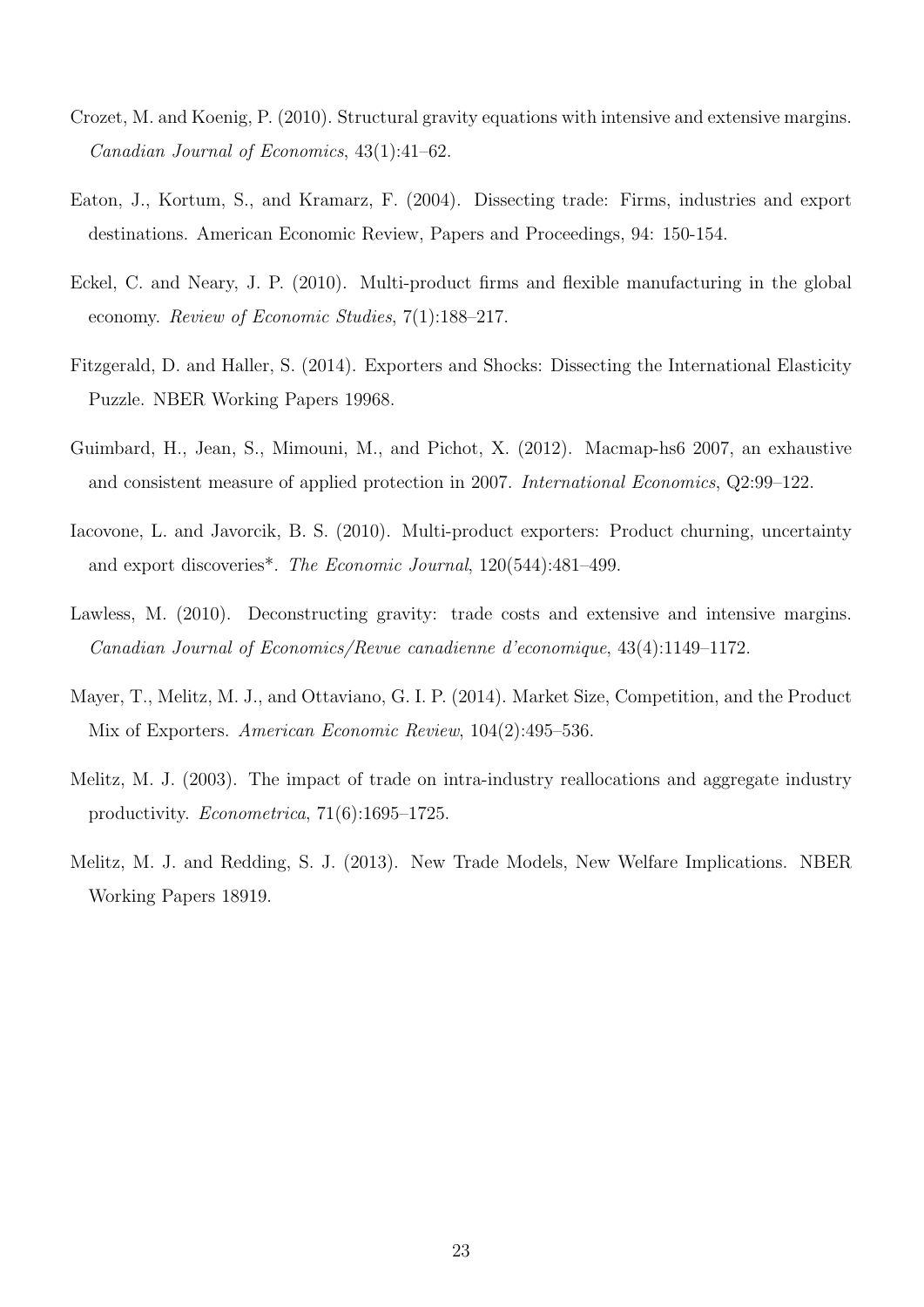Crozet, M. and Koenig, P. (2010). Structural gravity equations with intensive and extensive margins. *Canadian Journal of Economics*, 43(1):41–62.

Eaton, J., Kortum, S., and Kramarz, F. (2004). Dissecting trade: Firms, industries and export destinations. American Economic Review, Papers and Proceedings, 94: 150-154.

Eckel, C. and Neary, J. P. (2010). Multi-product firms and flexible manufacturing in the global economy. *Review of Economic Studies*, 7(1):188–217.

Fitzgerald, D. and Haller, S. (2014). Exporters and Shocks: Dissecting the International Elasticity Puzzle. NBER Working Papers 19968.

Guimbard, H., Jean, S., Mimouni, M., and Pichot, X. (2012). Macmap-hs6 2007, an exhaustive and consistent measure of applied protection in 2007. *International Economics*, Q2:99–122.

Iacovone, L. and Javorcik, B. S. (2010). Multi-product exporters: Product churning, uncertainty and export discoveries*. *The Economic Journal*, 120(544):481–499.

Lawless, M. (2010). Deconstructing gravity: trade costs and extensive and intensive margins. *Canadian Journal of Economics/Revue canadienne d'economique*, 43(4):1149–1172.

Mayer, T., Melitz, M. J., and Ottaviano, G. I. P. (2014). Market Size, Competition, and the Product Mix of Exporters. *American Economic Review*, 104(2):495–536.

Melitz, M. J. (2003). The impact of trade on intra-industry reallocations and aggregate industry productivity. *Econometrica*, 71(6):1695–1725.

Melitz, M. J. and Redding, S. J. (2013). New Trade Models, New Welfare Implications. NBER Working Papers 18919.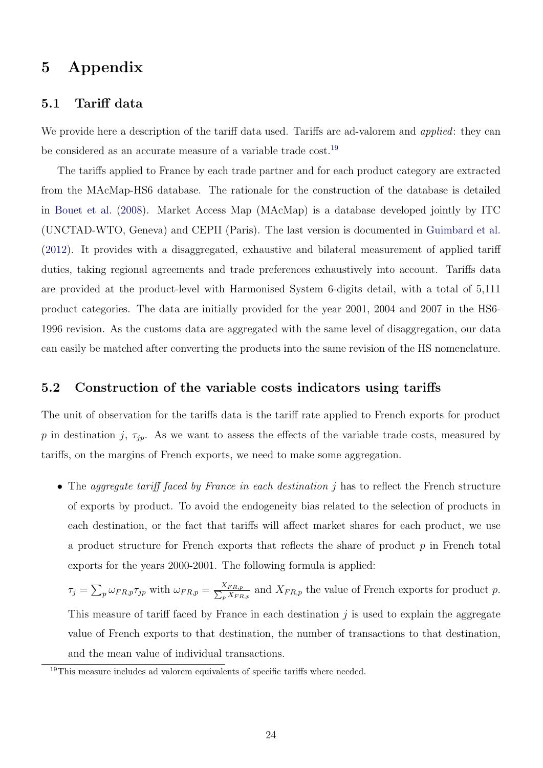# 5 Appendix

## 5.1 Tariff data

We provide here a description of the tariff data used. Tariffs are ad-valorem and *applied*: they can be considered as an accurate measure of a variable trade cost.[19]

The tariffs applied to France by each trade partner and for each product category are extracted from the MAcMap-HS6 database. The rationale for the construction of the database is detailed in Bouet et al. (2008). Market Access Map (MAcMap) is a database developed jointly by ITC (UNCTAD-WTO, Geneva) and CEPII (Paris). The last version is documented in Guimbard et al. (2012). It provides with a disaggregated, exhaustive and bilateral measurement of applied tariff duties, taking regional agreements and trade preferences exhaustively into account. Tariffs data are provided at the product-level with Harmonised System 6-digits detail, with a total of 5,111 product categories. The data are initially provided for the year 2001, 2004 and 2007 in the HS6-1996 revision. As the customs data are aggregated with the same level of disaggregation, our data can easily be matched after converting the products into the same revision of the HS nomenclature.

## 5.2 Construction of the variable costs indicators using tariffs

The unit of observation for the tariffs data is the tariff rate applied to French exports for product $p$ in destination $j$, $\tau_{jp}$. As we want to assess the effects of the variable trade costs, measured by tariffs, on the margins of French exports, we need to make some aggregation.

- The *aggregate tariff faced by France in each destination* $j$ has to reflect the French structure of exports by product. To avoid the endogeneity bias related to the selection of products in each destination, or the fact that tariffs will affect market shares for each product, we use a product structure for French exports that reflects the share of product $p$ in French total exports for the years 2000-2001. The following formula is applied:

  $\tau_j = \sum_p \omega_{FR,p} \tau_{jp}$ with $\omega_{FR,p} = \frac{X_{FR,p}}{\sum_p X_{FR,p}}$ and $X_{FR,p}$ the value of French exports for product $p$. This measure of tariff faced by France in each destination $j$ is used to explain the aggregate value of French exports to that destination, the number of transactions to that destination, and the mean value of individual transactions.

[19] This measure includes ad valorem equivalents of specific tariffs where needed.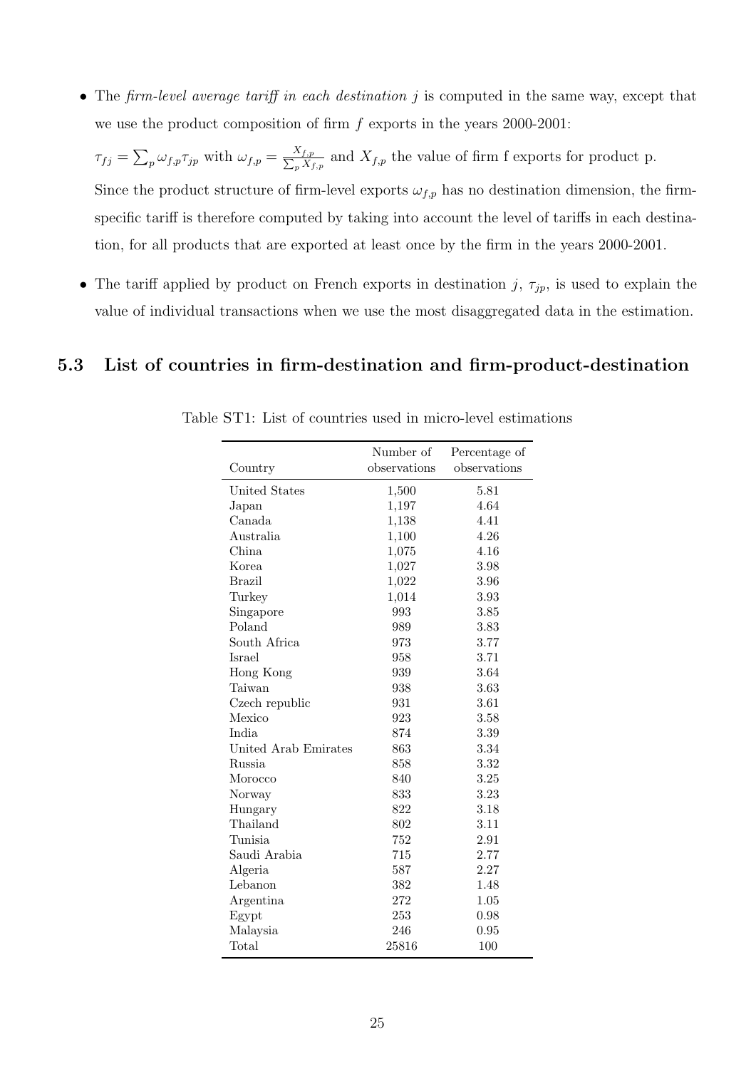- The *firm-level average tariff in each destination j* is computed in the same way, except that we use the product composition of firm $f$ exports in the years 2000-2001:

  $\tau_{fj} = \sum_p \omega_{f,p} \tau_{jp}$ with $\omega_{f,p} = \frac{X_{f,p}}{\sum_p X_{f,p}}$ and $X_{f,p}$ the value of firm f exports for product p.

  Since the product structure of firm-level exports $\omega_{f,p}$ has no destination dimension, the firm-specific tariff is therefore computed by taking into account the level of tariffs in each destination, for all products that are exported at least once by the firm in the years 2000-2001.

- The tariff applied by product on French exports in destination $j$, $\tau_{jp}$, is used to explain the value of individual transactions when we use the most disaggregated data in the estimation.

## 5.3 List of countries in firm-destination and firm-product-destination

Table ST1: List of countries used in micro-level estimations

| Country | Number of observations | Percentage of observations |
|---|---|---|
| United States | 1,500 | 5.81 |
| Japan | 1,197 | 4.64 |
| Canada | 1,138 | 4.41 |
| Australia | 1,100 | 4.26 |
| China | 1,075 | 4.16 |
| Korea | 1,027 | 3.98 |
| Brazil | 1,022 | 3.96 |
| Turkey | 1,014 | 3.93 |
| Singapore | 993 | 3.85 |
| Poland | 989 | 3.83 |
| South Africa | 973 | 3.77 |
| Israel | 958 | 3.71 |
| Hong Kong | 939 | 3.64 |
| Taiwan | 938 | 3.63 |
| Czech republic | 931 | 3.61 |
| Mexico | 923 | 3.58 |
| India | 874 | 3.39 |
| United Arab Emirates | 863 | 3.34 |
| Russia | 858 | 3.32 |
| Morocco | 840 | 3.25 |
| Norway | 833 | 3.23 |
| Hungary | 822 | 3.18 |
| Thailand | 802 | 3.11 |
| Tunisia | 752 | 2.91 |
| Saudi Arabia | 715 | 2.77 |
| Algeria | 587 | 2.27 |
| Lebanon | 382 | 1.48 |
| Argentina | 272 | 1.05 |
| Egypt | 253 | 0.98 |
| Malaysia | 246 | 0.95 |
| Total | 25816 | 100 |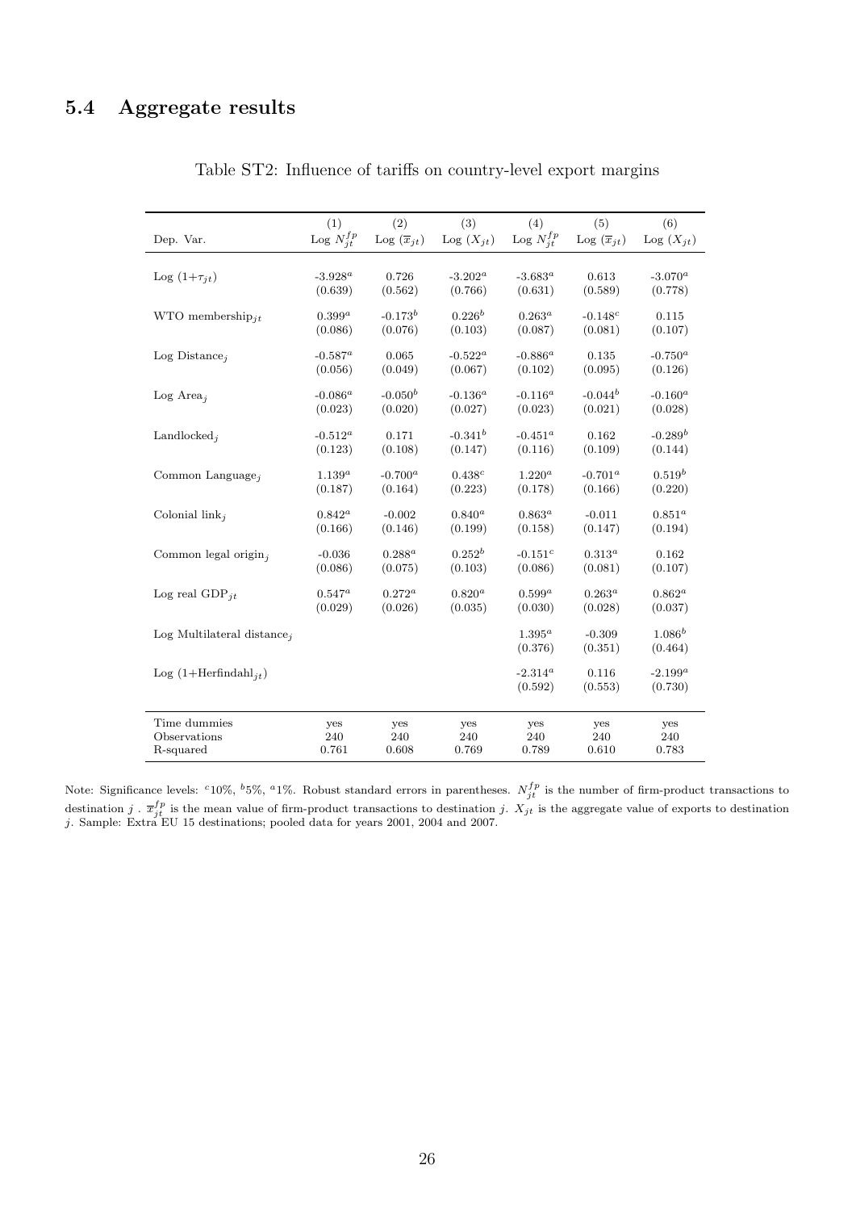## 5.4 Aggregate results

Table ST2: Influence of tariffs on country-level export margins

| Dep. Var. | (1) Log $N_{jt}^{fp}$ | (2) Log $(\overline{x}_{jt})$ | (3) Log $(X_{jt})$ | (4) Log $N_{jt}^{fp}$ | (5) Log $(\overline{x}_{jt})$ | (6) Log $(X_{jt})$ |
|---|---|---|---|---|---|---|
| Log $(1+\tau_{jt})$ | -3.928[a] | 0.726 | -3.202[a] | -3.683[a] | 0.613 | -3.070[a] |
| | (0.639) | (0.562) | (0.766) | (0.631) | (0.589) | (0.778) |
| WTO membership$_{jt}$ | 0.399[a] | -0.173[b] | 0.226[b] | 0.263[a] | -0.148[c] | 0.115 |
| | (0.086) | (0.076) | (0.103) | (0.087) | (0.081) | (0.107) |
| Log Distance$_j$ | -0.587[a] | 0.065 | -0.522[a] | -0.886[a] | 0.135 | -0.750[a] |
| | (0.056) | (0.049) | (0.067) | (0.102) | (0.095) | (0.126) |
| Log Area$_j$ | -0.086[a] | -0.050[b] | -0.136[a] | -0.116[a] | -0.044[b] | -0.160[a] |
| | (0.023) | (0.020) | (0.027) | (0.023) | (0.021) | (0.028) |
| Landlocked$_j$ | -0.512[a] | 0.171 | -0.341[b] | -0.451[a] | 0.162 | -0.289[b] |
| | (0.123) | (0.108) | (0.147) | (0.116) | (0.109) | (0.144) |
| Common Language$_j$ | 1.139[a] | -0.700[a] | 0.438[c] | 1.220[a] | -0.701[a] | 0.519[b] |
| | (0.187) | (0.164) | (0.223) | (0.178) | (0.166) | (0.220) |
| Colonial link$_j$ | 0.842[a] | -0.002 | 0.840[a] | 0.863[a] | -0.011 | 0.851[a] |
| | (0.166) | (0.146) | (0.199) | (0.158) | (0.147) | (0.194) |
| Common legal origin$_j$ | -0.036 | 0.288[a] | 0.252[b] | -0.151[c] | 0.313[a] | 0.162 |
| | (0.086) | (0.075) | (0.103) | (0.086) | (0.081) | (0.107) |
| Log real GDP$_{jt}$ | 0.547[a] | 0.272[a] | 0.820[a] | 0.599[a] | 0.263[a] | 0.862[a] |
| | (0.029) | (0.026) | (0.035) | (0.030) | (0.028) | (0.037) |
| Log Multilateral distance$_j$ | | | | 1.395[a] | -0.309 | 1.086[b] |
| | | | | (0.376) | (0.351) | (0.464) |
| Log (1+Herfindahl$_{jt}$) | | | | -2.314[a] | 0.116 | -2.199[a] |
| | | | | (0.592) | (0.553) | (0.730) |
| Time dummies | yes | yes | yes | yes | yes | yes |
| Observations | 240 | 240 | 240 | 240 | 240 | 240 |
| R-squared | 0.761 | 0.608 | 0.769 | 0.789 | 0.610 | 0.783 |

Note: Significance levels: [c]10%, [b]5%, [a]1%. Robust standard errors in parentheses. $N_{jt}^{fp}$ is the number of firm-product transactions to destination $j$ . $\overline{x}_{jt}^{fp}$ is the mean value of firm-product transactions to destination $j$. $X_{jt}$ is the aggregate value of exports to destination $j$. Sample: Extra EU 15 destinations; pooled data for years 2001, 2004 and 2007.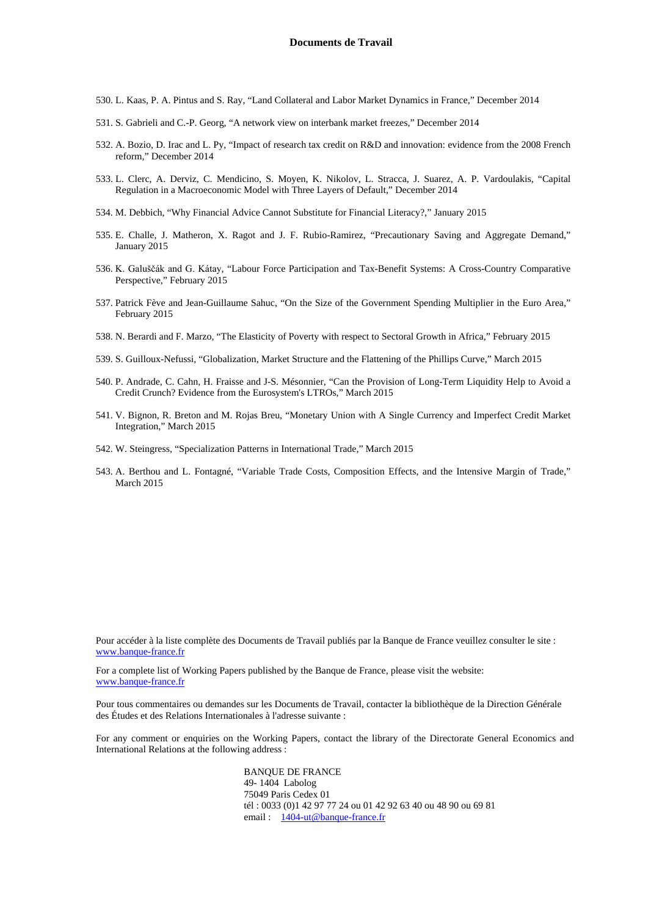## Documents de Travail

530. L. Kaas, P. A. Pintus and S. Ray, "Land Collateral and Labor Market Dynamics in France," December 2014

531. S. Gabrieli and C.-P. Georg, "A network view on interbank market freezes," December 2014

532. A. Bozio, D. Irac and L. Py, "Impact of research tax credit on R&D and innovation: evidence from the 2008 French reform," December 2014

533. L. Clerc, A. Derviz, C. Mendicino, S. Moyen, K. Nikolov, L. Stracca, J. Suarez, A. P. Vardoulakis, "Capital Regulation in a Macroeconomic Model with Three Layers of Default," December 2014

534. M. Debbich, "Why Financial Advice Cannot Substitute for Financial Literacy?," January 2015

535. E. Challe, J. Matheron, X. Ragot and J. F. Rubio-Ramirez, "Precautionary Saving and Aggregate Demand," January 2015

536. K. Galuščák and G. Kátay, "Labour Force Participation and Tax-Benefit Systems: A Cross-Country Comparative Perspective," February 2015

537. Patrick Fève and Jean-Guillaume Sahuc, "On the Size of the Government Spending Multiplier in the Euro Area," February 2015

538. N. Berardi and F. Marzo, "The Elasticity of Poverty with respect to Sectoral Growth in Africa," February 2015

539. S. Guilloux-Nefussi, "Globalization, Market Structure and the Flattening of the Phillips Curve," March 2015

540. P. Andrade, C. Cahn, H. Fraisse and J-S. Mésonnier, "Can the Provision of Long-Term Liquidity Help to Avoid a Credit Crunch? Evidence from the Eurosystem's LTROs," March 2015

541. V. Bignon, R. Breton and M. Rojas Breu, "Monetary Union with A Single Currency and Imperfect Credit Market Integration," March 2015

542. W. Steingress, "Specialization Patterns in International Trade," March 2015

543. A. Berthou and L. Fontagné, "Variable Trade Costs, Composition Effects, and the Intensive Margin of Trade," March 2015

Pour accéder à la liste complète des Documents de Travail publiés par la Banque de France veuillez consulter le site : www.banque-france.fr

For a complete list of Working Papers published by the Banque de France, please visit the website: www.banque-france.fr

Pour tous commentaires ou demandes sur les Documents de Travail, contacter la bibliothèque de la Direction Générale des Études et des Relations Internationales à l'adresse suivante :

For any comment or enquiries on the Working Papers, contact the library of the Directorate General Economics and International Relations at the following address :

BANQUE DE FRANCE
49- 1404 Labolog
75049 Paris Cedex 01
tél : 0033 (0)1 42 97 77 24 ou 01 42 92 63 40 ou 48 90 ou 69 81
email : 1404-ut@banque-france.fr